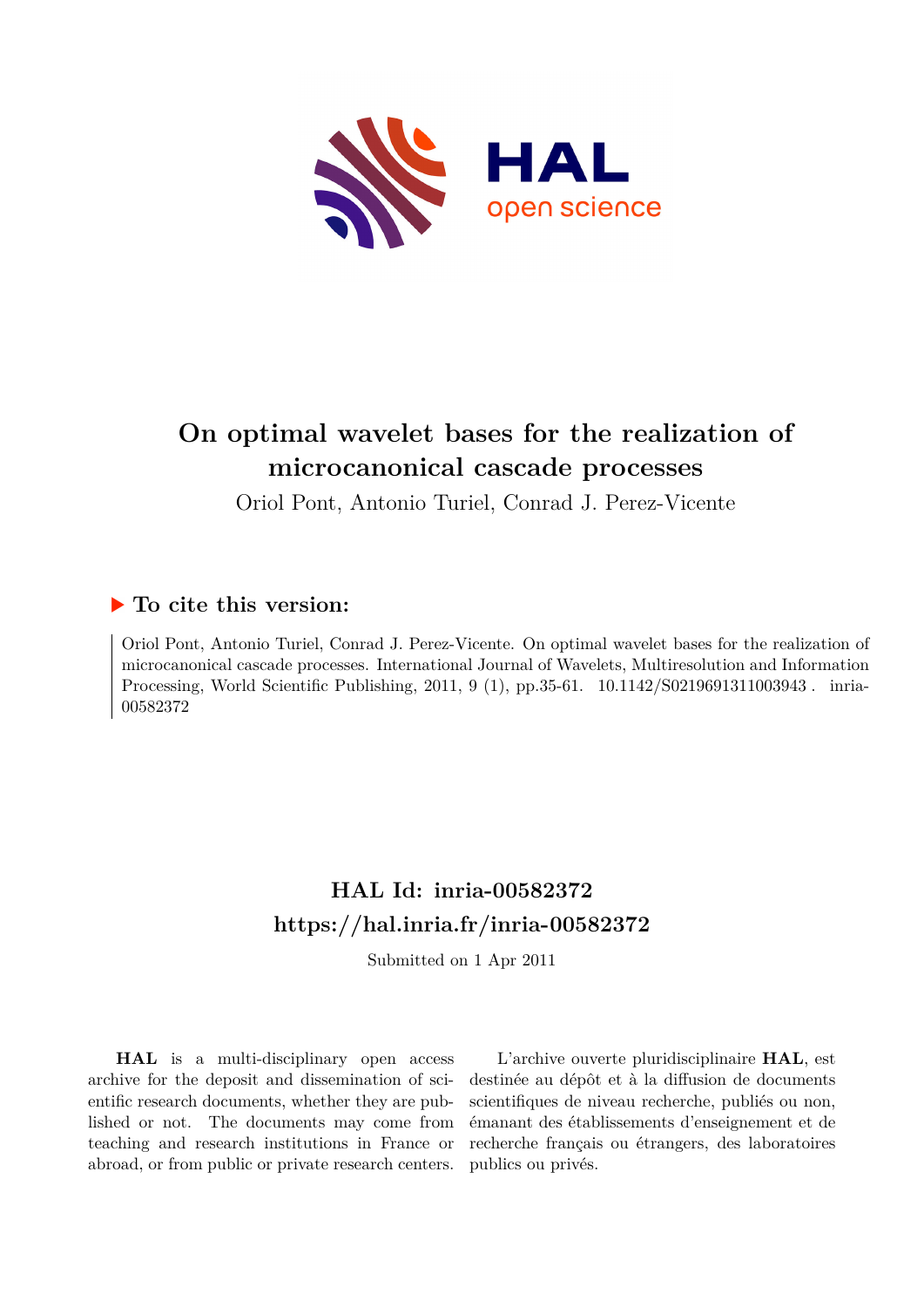# On optimal wavelet bases for the realization of microcanonical cascade processes

Oriol Pont, Antonio Turiel, Conrad J. Perez-Vicente

## ▶ To cite this version:

Oriol Pont, Antonio Turiel, Conrad J. Perez-Vicente. On optimal wavelet bases for the realization of microcanonical cascade processes. International Journal of Wavelets, Multiresolution and Information Processing, World Scientific Publishing, 2011, 9 (1), pp.35-61. 10.1142/S0219691311003943 . inria-00582372

## HAL Id: inria-00582372

## https://hal.inria.fr/inria-00582372

Submitted on 1 Apr 2011

**HAL** is a multi-disciplinary open access archive for the deposit and dissemination of scientific research documents, whether they are published or not. The documents may come from teaching and research institutions in France or abroad, or from public or private research centers.

L'archive ouverte pluridisciplinaire **HAL**, est destinée au dépôt et à la diffusion de documents scientifiques de niveau recherche, publiés ou non, émanant des établissements d'enseignement et de recherche français ou étrangers, des laboratoires publics ou privés.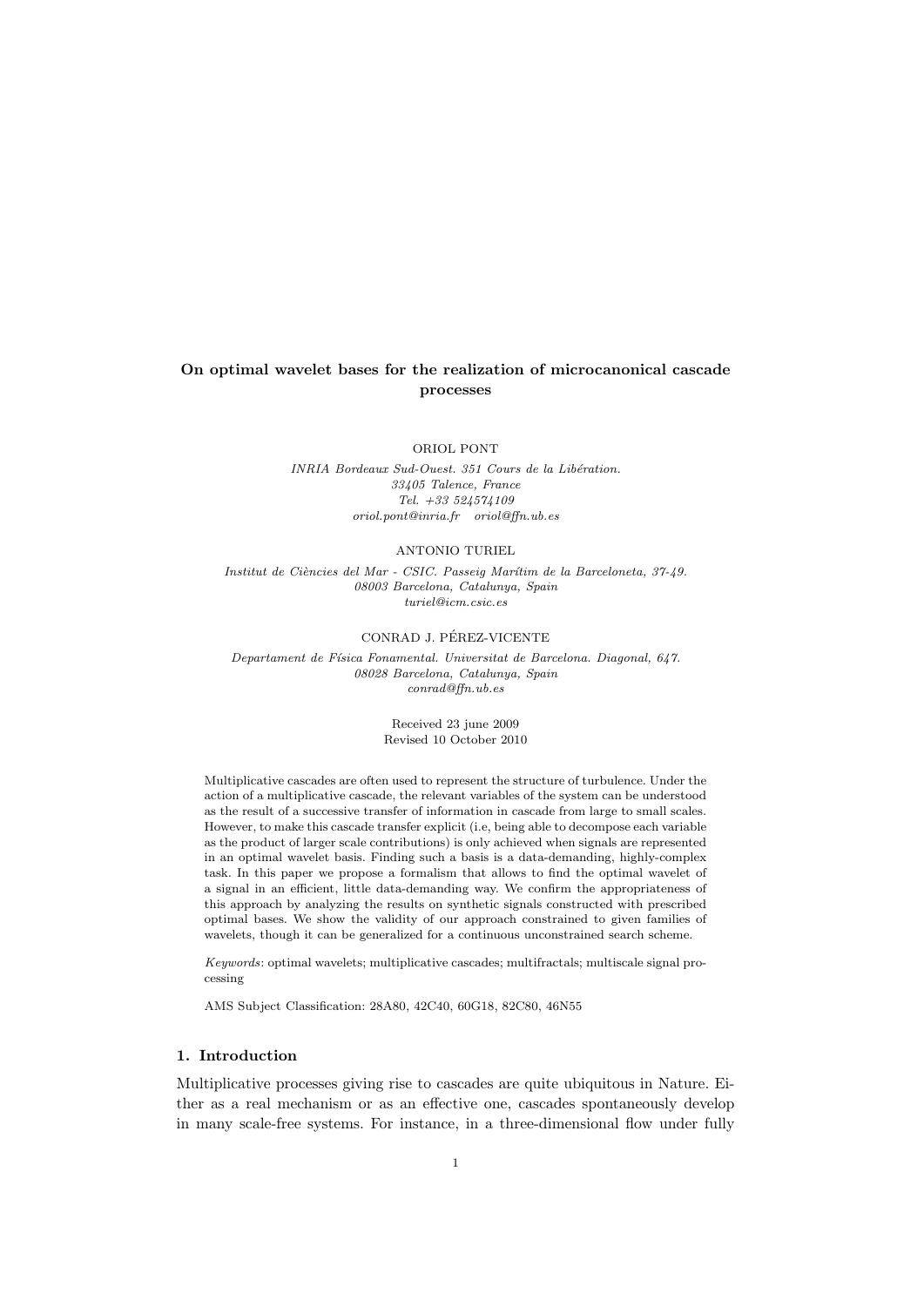**On optimal wavelet bases for the realization of microcanonical cascade processes**

ORIOL PONT

*INRIA Bordeaux Sud-Ouest. 351 Cours de la Libération.*
*33405 Talence, France*
*Tel. +33 524574109*
*oriol.pont@inria.fr oriol@ffn.ub.es*

ANTONIO TURIEL

*Institut de Ciències del Mar - CSIC. Passeig Marítim de la Barceloneta, 37-49.*
*08003 Barcelona, Catalunya, Spain*
*turiel@icm.csic.es*

CONRAD J. PÉREZ-VICENTE

*Departament de Física Fonamental. Universitat de Barcelona. Diagonal, 647.*
*08028 Barcelona, Catalunya, Spain*
*conrad@ffn.ub.es*

Received 23 june 2009
Revised 10 October 2010

Multiplicative cascades are often used to represent the structure of turbulence. Under the action of a multiplicative cascade, the relevant variables of the system can be understood as the result of a successive transfer of information in cascade from large to small scales. However, to make this cascade transfer explicit (i.e, being able to decompose each variable as the product of larger scale contributions) is only achieved when signals are represented in an optimal wavelet basis. Finding such a basis is a data-demanding, highly-complex task. In this paper we propose a formalism that allows to find the optimal wavelet of a signal in an efficient, little data-demanding way. We confirm the appropriateness of this approach by analyzing the results on synthetic signals constructed with prescribed optimal bases. We show the validity of our approach constrained to given families of wavelets, though it can be generalized for a continuous unconstrained search scheme.

*Keywords*: optimal wavelets; multiplicative cascades; multifractals; multiscale signal processing

AMS Subject Classification: 28A80, 42C40, 60G18, 82C80, 46N55

## 1. Introduction

Multiplicative processes giving rise to cascades are quite ubiquitous in Nature. Either as a real mechanism or as an effective one, cascades spontaneously develop in many scale-free systems. For instance, in a three-dimensional flow under fully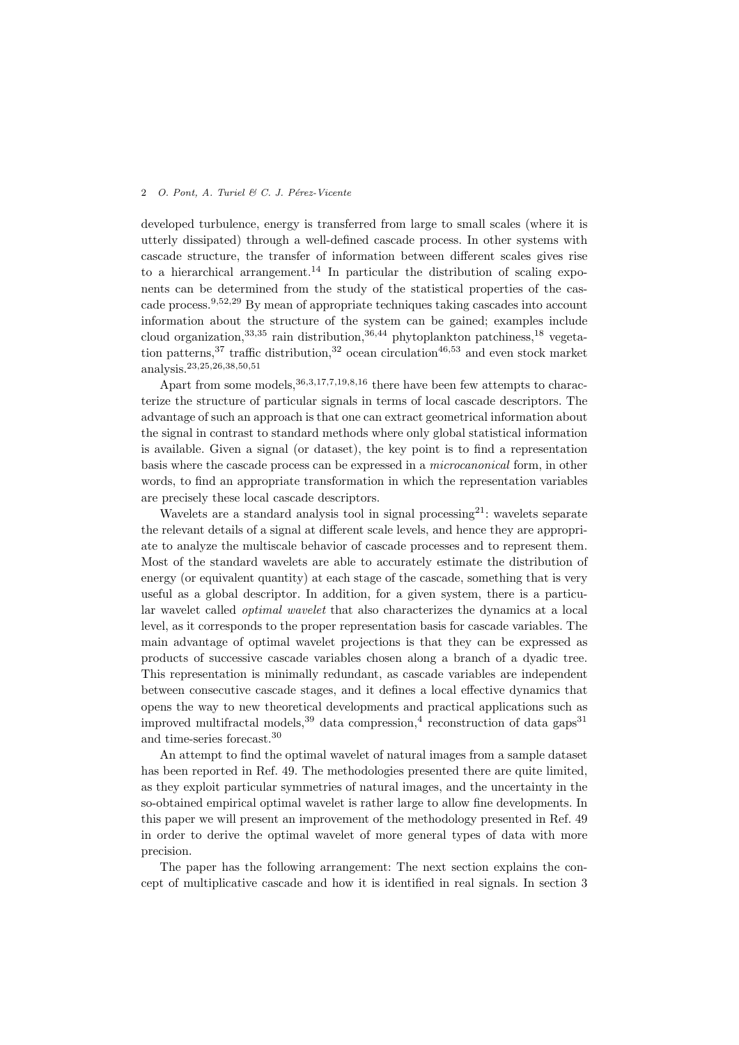developed turbulence, energy is transferred from large to small scales (where it is utterly dissipated) through a well-defined cascade process. In other systems with cascade structure, the transfer of information between different scales gives rise to a hierarchical arrangement.[14] In particular the distribution of scaling exponents can be determined from the study of the statistical properties of the cascade process.[9,52,29] By mean of appropriate techniques taking cascades into account information about the structure of the system can be gained; examples include cloud organization,[33,35] rain distribution,[36,44] phytoplankton patchiness,[18] vegetation patterns,[37] traffic distribution,[32] ocean circulation[46,53] and even stock market analysis.[23,25,26,38,50,51]

Apart from some models,[36,3,17,7,19,8,16] there have been few attempts to characterize the structure of particular signals in terms of local cascade descriptors. The advantage of such an approach is that one can extract geometrical information about the signal in contrast to standard methods where only global statistical information is available. Given a signal (or dataset), the key point is to find a representation basis where the cascade process can be expressed in a *microcanonical* form, in other words, to find an appropriate transformation in which the representation variables are precisely these local cascade descriptors.

Wavelets are a standard analysis tool in signal processing[21]: wavelets separate the relevant details of a signal at different scale levels, and hence they are appropriate to analyze the multiscale behavior of cascade processes and to represent them. Most of the standard wavelets are able to accurately estimate the distribution of energy (or equivalent quantity) at each stage of the cascade, something that is very useful as a global descriptor. In addition, for a given system, there is a particular wavelet called *optimal wavelet* that also characterizes the dynamics at a local level, as it corresponds to the proper representation basis for cascade variables. The main advantage of optimal wavelet projections is that they can be expressed as products of successive cascade variables chosen along a branch of a dyadic tree. This representation is minimally redundant, as cascade variables are independent between consecutive cascade stages, and it defines a local effective dynamics that opens the way to new theoretical developments and practical applications such as improved multifractal models,[39] data compression,[4] reconstruction of data gaps[31] and time-series forecast.[30]

An attempt to find the optimal wavelet of natural images from a sample dataset has been reported in Ref. 49. The methodologies presented there are quite limited, as they exploit particular symmetries of natural images, and the uncertainty in the so-obtained empirical optimal wavelet is rather large to allow fine developments. In this paper we will present an improvement of the methodology presented in Ref. 49 in order to derive the optimal wavelet of more general types of data with more precision.

The paper has the following arrangement: The next section explains the concept of multiplicative cascade and how it is identified in real signals. In section 3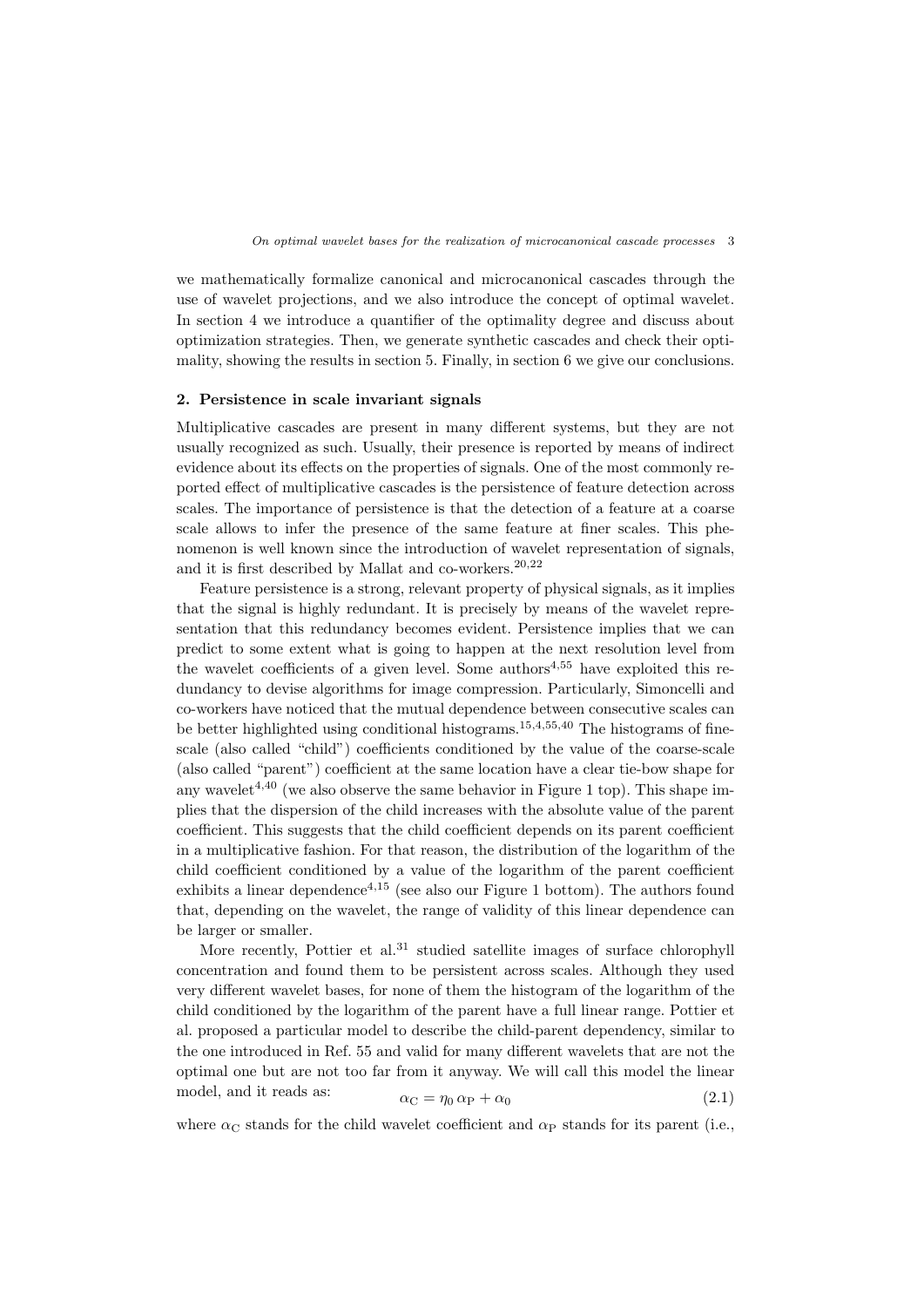we mathematically formalize canonical and microcanonical cascades through the use of wavelet projections, and we also introduce the concept of optimal wavelet. In section 4 we introduce a quantifier of the optimality degree and discuss about optimization strategies. Then, we generate synthetic cascades and check their optimality, showing the results in section 5. Finally, in section 6 we give our conclusions.

## 2. Persistence in scale invariant signals

Multiplicative cascades are present in many different systems, but they are not usually recognized as such. Usually, their presence is reported by means of indirect evidence about its effects on the properties of signals. One of the most commonly reported effect of multiplicative cascades is the persistence of feature detection across scales. The importance of persistence is that the detection of a feature at a coarse scale allows to infer the presence of the same feature at finer scales. This phenomenon is well known since the introduction of wavelet representation of signals, and it is first described by Mallat and co-workers.[20,22]

Feature persistence is a strong, relevant property of physical signals, as it implies that the signal is highly redundant. It is precisely by means of the wavelet representation that this redundancy becomes evident. Persistence implies that we can predict to some extent what is going to happen at the next resolution level from the wavelet coefficients of a given level. Some authors[4,55] have exploited this redundancy to devise algorithms for image compression. Particularly, Simoncelli and co-workers have noticed that the mutual dependence between consecutive scales can be better highlighted using conditional histograms.[15,4,55,40] The histograms of fine-scale (also called "child") coefficients conditioned by the value of the coarse-scale (also called "parent") coefficient at the same location have a clear tie-bow shape for any wavelet[4,40] (we also observe the same behavior in Figure 1 top). This shape implies that the dispersion of the child increases with the absolute value of the parent coefficient. This suggests that the child coefficient depends on its parent coefficient in a multiplicative fashion. For that reason, the distribution of the logarithm of the child coefficient conditioned by a value of the logarithm of the parent coefficient exhibits a linear dependence[4,15] (see also our Figure 1 bottom). The authors found that, depending on the wavelet, the range of validity of this linear dependence can be larger or smaller.

More recently, Pottier et al.[31] studied satellite images of surface chlorophyll concentration and found them to be persistent across scales. Although they used very different wavelet bases, for none of them the histogram of the logarithm of the child conditioned by the logarithm of the parent have a full linear range. Pottier et al. proposed a particular model to describe the child-parent dependency, similar to the one introduced in Ref. 55 and valid for many different wavelets that are not the optimal one but are not too far from it anyway. We will call this model the linear model, and it reads as:

$$\alpha_{\mathrm{C}} = \eta_0 \, \alpha_{\mathrm{P}} + \alpha_0 \tag{2.1}$$

where $\alpha_{\mathrm{C}}$ stands for the child wavelet coefficient and $\alpha_{\mathrm{P}}$ stands for its parent (i.e.,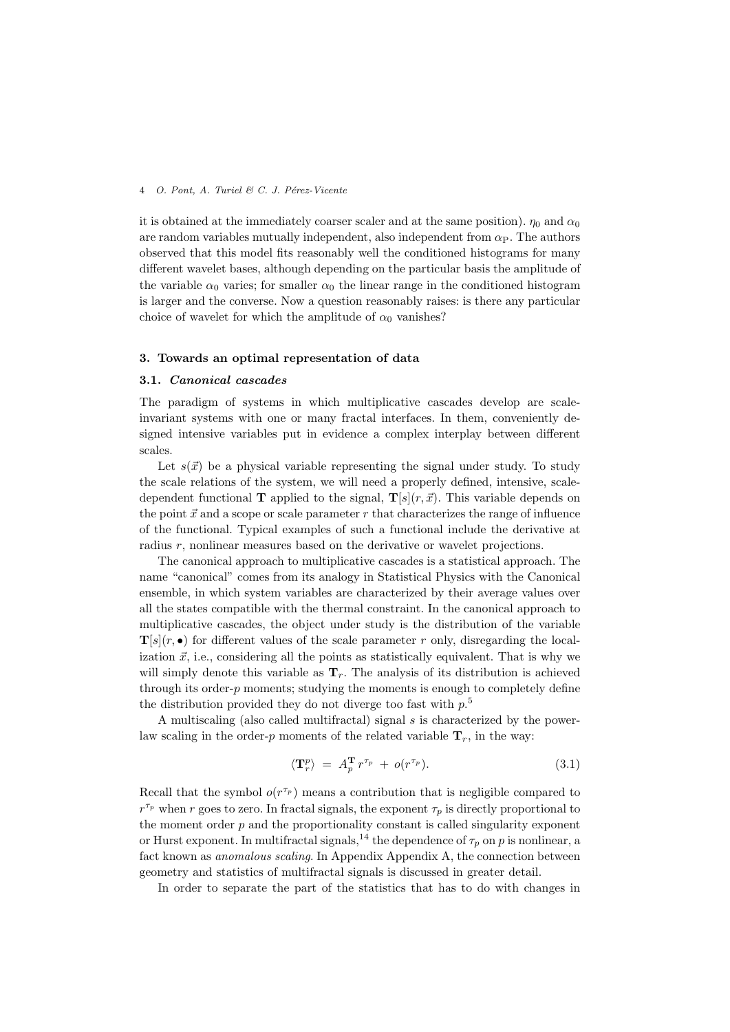it is obtained at the immediately coarser scaler and at the same position). $\eta_0$ and $\alpha_0$ are random variables mutually independent, also independent from $\alpha_{\rm P}$. The authors observed that this model fits reasonably well the conditioned histograms for many different wavelet bases, although depending on the particular basis the amplitude of the variable $\alpha_0$ varies; for smaller $\alpha_0$ the linear range in the conditioned histogram is larger and the converse. Now a question reasonably raises: is there any particular choice of wavelet for which the amplitude of $\alpha_0$ vanishes?

## 3. Towards an optimal representation of data

### 3.1. *Canonical cascades*

The paradigm of systems in which multiplicative cascades develop are scale-invariant systems with one or many fractal interfaces. In them, conveniently designed intensive variables put in evidence a complex interplay between different scales.

Let $s(\vec{x})$ be a physical variable representing the signal under study. To study the scale relations of the system, we will need a properly defined, intensive, scale-dependent functional $\mathbf{T}$ applied to the signal, $\mathbf{T}[s](r, \vec{x})$. This variable depends on the point $\vec{x}$ and a scope or scale parameter $r$ that characterizes the range of influence of the functional. Typical examples of such a functional include the derivative at radius $r$, nonlinear measures based on the derivative or wavelet projections.

The canonical approach to multiplicative cascades is a statistical approach. The name "canonical" comes from its analogy in Statistical Physics with the Canonical ensemble, in which system variables are characterized by their average values over all the states compatible with the thermal constraint. In the canonical approach to multiplicative cascades, the object under study is the distribution of the variable $\mathbf{T}[s](r, \bullet)$ for different values of the scale parameter $r$ only, disregarding the localization $\vec{x}$, i.e., considering all the points as statistically equivalent. That is why we will simply denote this variable as $\mathbf{T}_r$. The analysis of its distribution is achieved through its order-$p$ moments; studying the moments is enough to completely define the distribution provided they do not diverge too fast with $p$.[5]

A multiscaling (also called multifractal) signal $s$ is characterized by the power-law scaling in the order-$p$ moments of the related variable $\mathbf{T}_r$, in the way:

$$\langle \mathbf{T}_r^p \rangle \;=\; A_p^{\mathbf{T}}\, r^{\tau_p} \;+\; o(r^{\tau_p}). \tag{3.1}$$

Recall that the symbol $o(r^{\tau_p})$ means a contribution that is negligible compared to $r^{\tau_p}$ when $r$ goes to zero. In fractal signals, the exponent $\tau_p$ is directly proportional to the moment order $p$ and the proportionality constant is called singularity exponent or Hurst exponent. In multifractal signals,[14] the dependence of $\tau_p$ on $p$ is nonlinear, a fact known as *anomalous scaling*. In Appendix Appendix A, the connection between geometry and statistics of multifractal signals is discussed in greater detail.

In order to separate the part of the statistics that has to do with changes in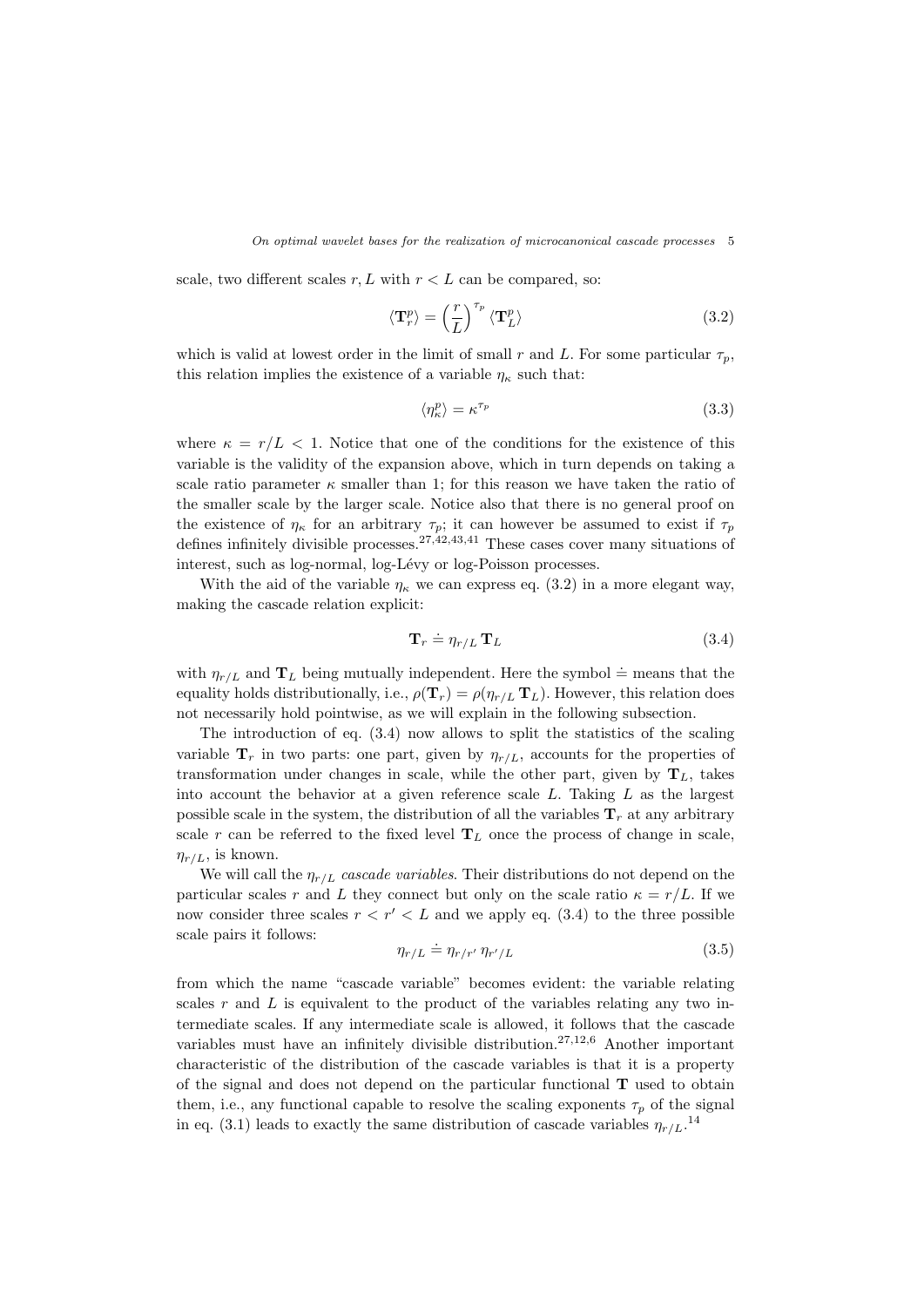scale, two different scales $r, L$ with $r < L$ can be compared, so:

$$\langle \mathbf{T}_r^p \rangle = \left(\frac{r}{L}\right)^{\tau_p} \langle \mathbf{T}_L^p \rangle \tag{3.2}$$

which is valid at lowest order in the limit of small $r$ and $L$. For some particular $\tau_p$, this relation implies the existence of a variable $\eta_\kappa$ such that:

$$\langle \eta_\kappa^p \rangle = \kappa^{\tau_p} \tag{3.3}$$

where $\kappa = r/L < 1$. Notice that one of the conditions for the existence of this variable is the validity of the expansion above, which in turn depends on taking a scale ratio parameter $\kappa$ smaller than 1; for this reason we have taken the ratio of the smaller scale by the larger scale. Notice also that there is no general proof on the existence of $\eta_\kappa$ for an arbitrary $\tau_p$; it can however be assumed to exist if $\tau_p$ defines infinitely divisible processes.[27,42,43,41] These cases cover many situations of interest, such as log-normal, log-Lévy or log-Poisson processes.

With the aid of the variable $\eta_\kappa$ we can express eq. (3.2) in a more elegant way, making the cascade relation explicit:

$$\mathbf{T}_r \doteq \eta_{r/L}\, \mathbf{T}_L \tag{3.4}$$

with $\eta_{r/L}$ and $\mathbf{T}_L$ being mutually independent. Here the symbol $\doteq$ means that the equality holds distributionally, i.e., $\rho(\mathbf{T}_r) = \rho(\eta_{r/L}\, \mathbf{T}_L)$. However, this relation does not necessarily hold pointwise, as we will explain in the following subsection.

The introduction of eq. (3.4) now allows to split the statistics of the scaling variable $\mathbf{T}_r$ in two parts: one part, given by $\eta_{r/L}$, accounts for the properties of transformation under changes in scale, while the other part, given by $\mathbf{T}_L$, takes into account the behavior at a given reference scale $L$. Taking $L$ as the largest possible scale in the system, the distribution of all the variables $\mathbf{T}_r$ at any arbitrary scale $r$ can be referred to the fixed level $\mathbf{T}_L$ once the process of change in scale, $\eta_{r/L}$, is known.

We will call the $\eta_{r/L}$ *cascade variables*. Their distributions do not depend on the particular scales $r$ and $L$ they connect but only on the scale ratio $\kappa = r/L$. If we now consider three scales $r < r' < L$ and we apply eq. (3.4) to the three possible scale pairs it follows:

$$\eta_{r/L} \doteq \eta_{r/r'}\, \eta_{r'/L} \tag{3.5}$$

from which the name "cascade variable" becomes evident: the variable relating scales $r$ and $L$ is equivalent to the product of the variables relating any two intermediate scales. If any intermediate scale is allowed, it follows that the cascade variables must have an infinitely divisible distribution.[27,12,6] Another important characteristic of the distribution of the cascade variables is that it is a property of the signal and does not depend on the particular functional $\mathbf{T}$ used to obtain them, i.e., any functional capable to resolve the scaling exponents $\tau_p$ of the signal in eq. (3.1) leads to exactly the same distribution of cascade variables $\eta_{r/L}$.[14]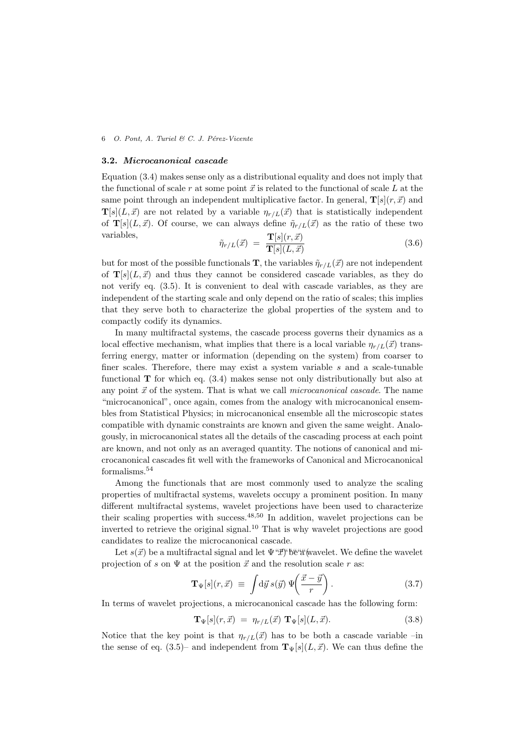### 3.2. *Microcanonical cascade*

Equation (3.4) makes sense only as a distributional equality and does not imply that the functional of scale $r$ at some point $\vec{x}$ is related to the functional of scale $L$ at the same point through an independent multiplicative factor. In general, $\mathbf{T}[s](r,\vec{x})$ and $\mathbf{T}[s](L,\vec{x})$ are not related by a variable $\eta_{r/L}(\vec{x})$ that is statistically independent of $\mathbf{T}[s](L,\vec{x})$. Of course, we can always define $\tilde{\eta}_{r/L}(\vec{x})$ as the ratio of these two variables,

$$\tilde{\eta}_{r/L}(\vec{x}) \; = \; \frac{\mathbf{T}[s](r,\vec{x})}{\mathbf{T}[s](L,\vec{x})} \tag{3.6}$$

but for most of the possible functionals $\mathbf{T}$, the variables $\tilde{\eta}_{r/L}(\vec{x})$ are not independent of $\mathbf{T}[s](L,\vec{x})$ and thus they cannot be considered cascade variables, as they do not verify eq. (3.5). It is convenient to deal with cascade variables, as they are independent of the starting scale and only depend on the ratio of scales; this implies that they serve both to characterize the global properties of the system and to compactly codify its dynamics.

In many multifractal systems, the cascade process governs their dynamics as a local effective mechanism, what implies that there is a local variable $\eta_{r/L}(\vec{x})$ transferring energy, matter or information (depending on the system) from coarser to finer scales. Therefore, there may exist a system variable $s$ and a scale-tunable functional $\mathbf{T}$ for which eq. (3.4) makes sense not only distributionally but also at any point $\vec{x}$ of the system. That is what we call *microcanonical cascade*. The name "microcanonical", once again, comes from the analogy with microcanonical ensembles from Statistical Physics; in microcanonical ensemble all the microscopic states compatible with dynamic constraints are known and given the same weight. Analogously, in microcanonical states all the details of the cascading process at each point are known, and not only as an averaged quantity. The notions of canonical and microcanonical cascades fit well with the frameworks of Canonical and Microcanonical formalisms.[54]

Among the functionals that are most commonly used to analyze the scaling properties of multifractal systems, wavelets occupy a prominent position. In many different multifractal systems, wavelet projections have been used to characterize their scaling properties with success.[48,50] In addition, wavelet projections can be inverted to retrieve the original signal.[10] That is why wavelet projections are good candidates to realize the microcanonical cascade.

Let $s(\vec{x})$ be a multifractal signal and let $\Psi(\vec{x})$ be a wavelet. We define the wavelet projection of $s$ on $\Psi$ at the position $\vec{x}$ and the resolution scale $r$ as:

$$\mathbf{T}_\Psi[s](r,\vec{x}) \; \equiv \; \int \mathrm{d}\vec{y}\, s(\vec{y})\, \Psi\!\left(\frac{\vec{x}-\vec{y}}{r}\right). \tag{3.7}$$

In terms of wavelet projections, a microcanonical cascade has the following form:

$$\mathbf{T}_\Psi[s](r,\vec{x}) \; = \; \eta_{r/L}(\vec{x})\; \mathbf{T}_\Psi[s](L,\vec{x}). \tag{3.8}$$

Notice that the key point is that $\eta_{r/L}(\vec{x})$ has to be both a cascade variable –in the sense of eq. (3.5)– and independent from $\mathbf{T}_\Psi[s](L,\vec{x})$. We can thus define the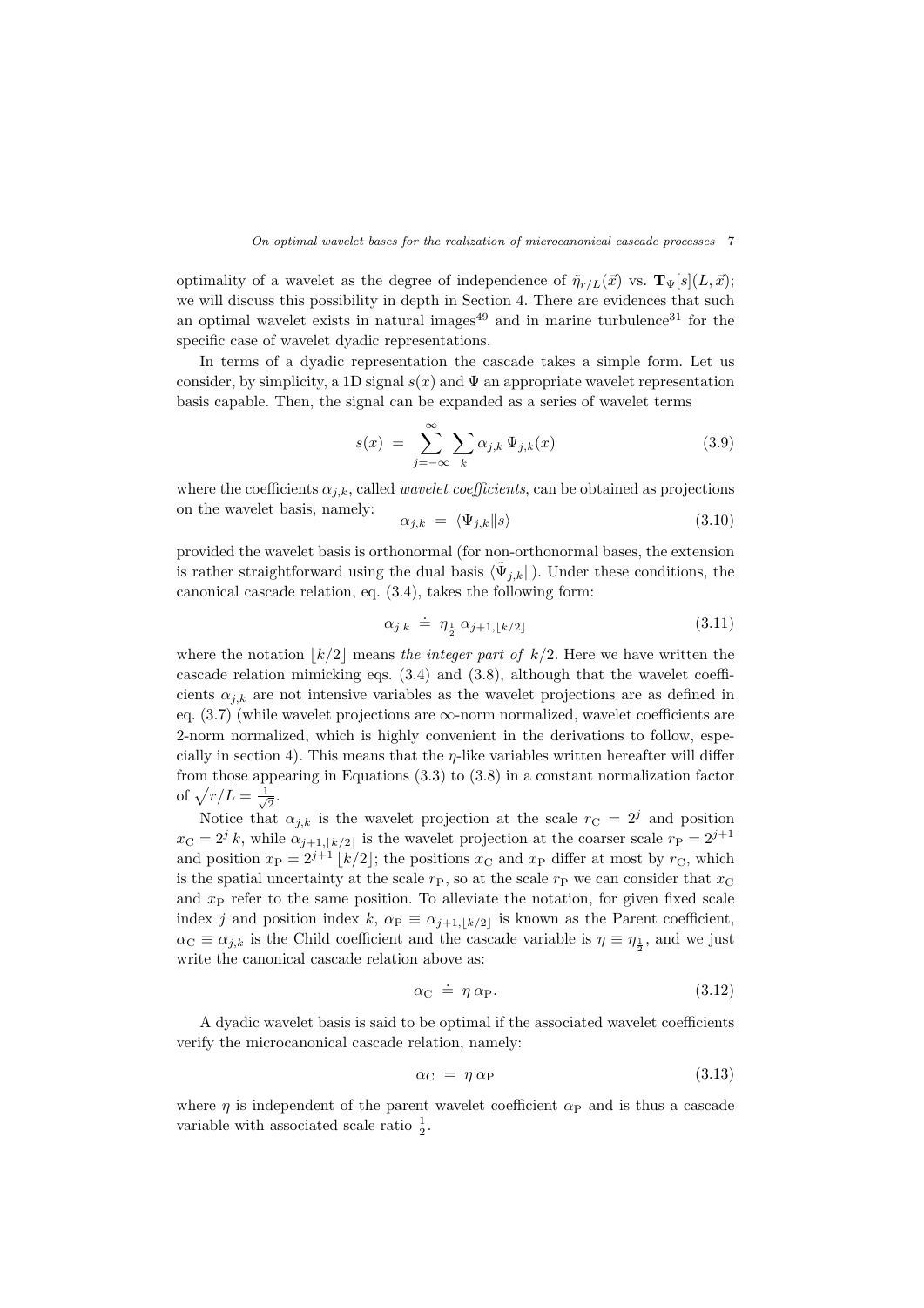optimality of a wavelet as the degree of independence of $\tilde{\eta}_{r/L}(\vec{x})$ vs. $\mathbf{T}_\Psi[s](L,\vec{x})$; we will discuss this possibility in depth in Section 4. There are evidences that such an optimal wavelet exists in natural images[49] and in marine turbulence[31] for the specific case of wavelet dyadic representations.

In terms of a dyadic representation the cascade takes a simple form. Let us consider, by simplicity, a 1D signal $s(x)$ and $\Psi$ an appropriate wavelet representation basis capable. Then, the signal can be expanded as a series of wavelet terms

$$s(x) \;=\; \sum_{j=-\infty}^{\infty} \sum_{k} \alpha_{j,k}\, \Psi_{j,k}(x) \tag{3.9}$$

where the coefficients $\alpha_{j,k}$, called *wavelet coefficients*, can be obtained as projections on the wavelet basis, namely:

$$\alpha_{j,k} \;=\; \langle \Psi_{j,k} \| s \rangle \tag{3.10}$$

provided the wavelet basis is orthonormal (for non-orthonormal bases, the extension is rather straightforward using the dual basis $\langle \tilde{\Psi}_{j,k} \|$). Under these conditions, the canonical cascade relation, eq. (3.4), takes the following form:

$$\alpha_{j,k} \;\doteq\; \eta_{\frac{1}{2}}\; \alpha_{j+1,\lfloor k/2 \rfloor} \tag{3.11}$$

where the notation $\lfloor k/2 \rfloor$ means *the integer part of* $k/2$. Here we have written the cascade relation mimicking eqs. (3.4) and (3.8), although that the wavelet coefficients $\alpha_{j,k}$ are not intensive variables as the wavelet projections are as defined in eq. (3.7) (while wavelet projections are $\infty$-norm normalized, wavelet coefficients are 2-norm normalized, which is highly convenient in the derivations to follow, especially in section 4). This means that the $\eta$-like variables written hereafter will differ from those appearing in Equations (3.3) to (3.8) in a constant normalization factor of $\sqrt{r/L} = \frac{1}{\sqrt{2}}$.

Notice that $\alpha_{j,k}$ is the wavelet projection at the scale $r_{\rm C} = 2^j$ and position $x_{\rm C} = 2^j\, k$, while $\alpha_{j+1,\lfloor k/2 \rfloor}$ is the wavelet projection at the coarser scale $r_{\rm P} = 2^{j+1}$ and position $x_{\rm P} = 2^{j+1}\lfloor k/2 \rfloor$; the positions $x_{\rm C}$ and $x_{\rm P}$ differ at most by $r_{\rm C}$, which is the spatial uncertainty at the scale $r_{\rm P}$, so at the scale $r_{\rm P}$ we can consider that $x_{\rm C}$ and $x_{\rm P}$ refer to the same position. To alleviate the notation, for given fixed scale index $j$ and position index $k$, $\alpha_{\rm P} \equiv \alpha_{j+1,\lfloor k/2 \rfloor}$ is known as the Parent coefficient, $\alpha_{\rm C} \equiv \alpha_{j,k}$ is the Child coefficient and the cascade variable is $\eta \equiv \eta_{\frac{1}{2}}$, and we just write the canonical cascade relation above as:

$$\alpha_{\rm C} \;\doteq\; \eta\, \alpha_{\rm P}. \tag{3.12}$$

A dyadic wavelet basis is said to be optimal if the associated wavelet coefficients verify the microcanonical cascade relation, namely:

$$\alpha_{\rm C} \;=\; \eta\, \alpha_{\rm P} \tag{3.13}$$

where $\eta$ is independent of the parent wavelet coefficient $\alpha_{\rm P}$ and is thus a cascade variable with associated scale ratio $\frac{1}{2}$.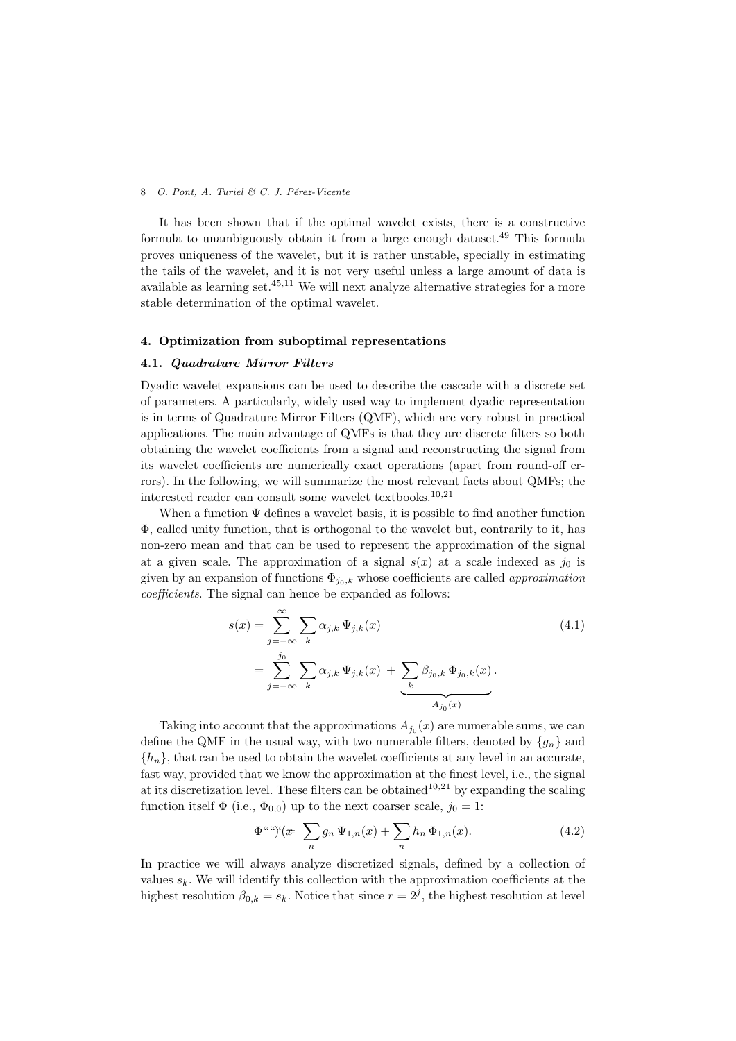It has been shown that if the optimal wavelet exists, there is a constructive formula to unambiguously obtain it from a large enough dataset.[49] This formula proves uniqueness of the wavelet, but it is rather unstable, specially in estimating the tails of the wavelet, and it is not very useful unless a large amount of data is available as learning set.[45,11] We will next analyze alternative strategies for a more stable determination of the optimal wavelet.

## 4. Optimization from suboptimal representations

### 4.1. *Quadrature Mirror Filters*

Dyadic wavelet expansions can be used to describe the cascade with a discrete set of parameters. A particularly, widely used way to implement dyadic representation is in terms of Quadrature Mirror Filters (QMF), which are very robust in practical applications. The main advantage of QMFs is that they are discrete filters so both obtaining the wavelet coefficients from a signal and reconstructing the signal from its wavelet coefficients are numerically exact operations (apart from round-off errors). In the following, we will summarize the most relevant facts about QMFs; the interested reader can consult some wavelet textbooks.[10,21]

When a function $\Psi$ defines a wavelet basis, it is possible to find another function $\Phi$, called unity function, that is orthogonal to the wavelet but, contrarily to it, has non-zero mean and that can be used to represent the approximation of the signal at a given scale. The approximation of a signal $s(x)$ at a scale indexed as $j_0$ is given by an expansion of functions $\Phi_{j_0,k}$ whose coefficients are called *approximation coefficients*. The signal can hence be expanded as follows:

$$
\begin{aligned}
s(x) &= \sum_{j=-\infty}^{\infty} \sum_{k} \alpha_{j,k}\, \Psi_{j,k}(x) \\
&= \sum_{j=-\infty}^{j_0} \sum_{k} \alpha_{j,k}\, \Psi_{j,k}(x) \;+\; \underbrace{\sum_{k} \beta_{j_0,k}\, \Phi_{j_0,k}(x)}_{A_{j_0}(x)}.
\end{aligned}
\tag{4.1}
$$

Taking into account that the approximations $A_{j_0}(x)$ are numerable sums, we can define the QMF in the usual way, with two numerable filters, denoted by $\{g_n\}$ and $\{h_n\}$, that can be used to obtain the wavelet coefficients at any level in an accurate, fast way, provided that we know the approximation at the finest level, i.e., the signal at its discretization level. These filters can be obtained[10,21] by expanding the scaling function itself $\Phi$ (i.e., $\Phi_{0,0}$) up to the next coarser scale, $j_0 = 1$:

$$
\Phi(x) = \sum_{n} g_n\, \Psi_{1,n}(x) + \sum_{n} h_n\, \Phi_{1,n}(x).
\tag{4.2}
$$

In practice we will always analyze discretized signals, defined by a collection of values $s_k$. We will identify this collection with the approximation coefficients at the highest resolution $\beta_{0,k} = s_k$. Notice that since $r = 2^j$, the highest resolution at level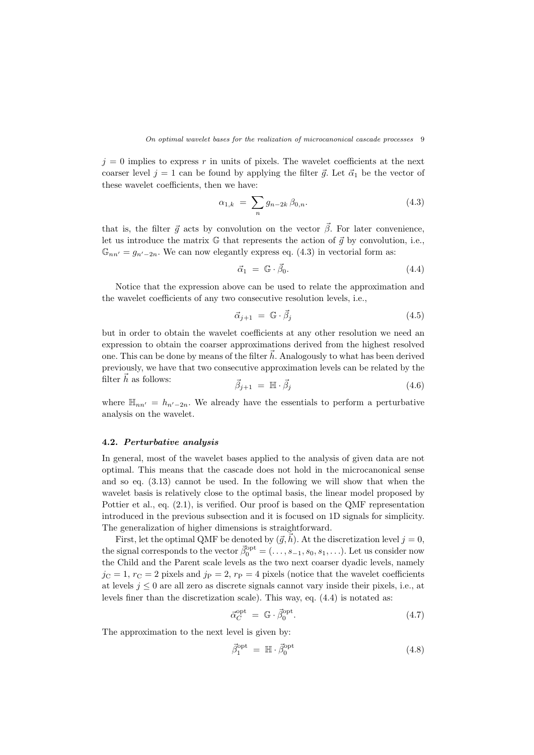$j = 0$ implies to express $r$ in units of pixels. The wavelet coefficients at the next coarser level $j = 1$ can be found by applying the filter $\vec{g}$. Let $\vec{\alpha}_1$ be the vector of these wavelet coefficients, then we have:

$$\alpha_{1,k} \;=\; \sum_n g_{n-2k}\, \beta_{0,n}. \tag{4.3}$$

that is, the filter $\vec{g}$ acts by convolution on the vector $\vec{\beta}$. For later convenience, let us introduce the matrix $\mathbb{G}$ that represents the action of $\vec{g}$ by convolution, i.e., $\mathbb{G}_{nn'} = g_{n'-2n}$. We can now elegantly express eq. (4.3) in vectorial form as:

$$\vec{\alpha}_1 \;=\; \mathbb{G} \cdot \vec{\beta}_0. \tag{4.4}$$

Notice that the expression above can be used to relate the approximation and the wavelet coefficients of any two consecutive resolution levels, i.e.,

$$\vec{\alpha}_{j+1} \;=\; \mathbb{G} \cdot \vec{\beta}_j \tag{4.5}$$

but in order to obtain the wavelet coefficients at any other resolution we need an expression to obtain the coarser approximations derived from the highest resolved one. This can be done by means of the filter $\vec{h}$. Analogously to what has been derived previously, we have that two consecutive approximation levels can be related by the filter $\vec{h}$ as follows:

$$\vec{\beta}_{j+1} \;=\; \mathbb{H} \cdot \vec{\beta}_j \tag{4.6}$$

where $\mathbb{H}_{nn'} = h_{n'-2n}$. We already have the essentials to perform a perturbative analysis on the wavelet.

### 4.2. *Perturbative analysis*

In general, most of the wavelet bases applied to the analysis of given data are not optimal. This means that the cascade does not hold in the microcanonical sense and so eq. (3.13) cannot be used. In the following we will show that when the wavelet basis is relatively close to the optimal basis, the linear model proposed by Pottier et al., eq. (2.1), is verified. Our proof is based on the QMF representation introduced in the previous subsection and it is focused on 1D signals for simplicity. The generalization of higher dimensions is straightforward.

First, let the optimal QMF be denoted by $(\vec{g}, \vec{h})$. At the discretization level $j = 0$, the signal corresponds to the vector $\vec{\beta}_0^{\mathrm{opt}} = (\ldots, s_{-1}, s_0, s_1, \ldots)$. Let us consider now the Child and the Parent scale levels as the two next coarser dyadic levels, namely $j_{\mathrm{C}} = 1$, $r_{\mathrm{C}} = 2$ pixels and $j_{\mathrm{P}} = 2$, $r_{\mathrm{P}} = 4$ pixels (notice that the wavelet coefficients at levels $j \leq 0$ are all zero as discrete signals cannot vary inside their pixels, i.e., at levels finer than the discretization scale). This way, eq. (4.4) is notated as:

$$\vec{\alpha}_C^{\mathrm{opt}} \;=\; \mathbb{G} \cdot \vec{\beta}_0^{\mathrm{opt}}. \tag{4.7}$$

The approximation to the next level is given by:

$$\vec{\beta}_1^{\mathrm{opt}} \;=\; \mathbb{H} \cdot \vec{\beta}_0^{\mathrm{opt}} \tag{4.8}$$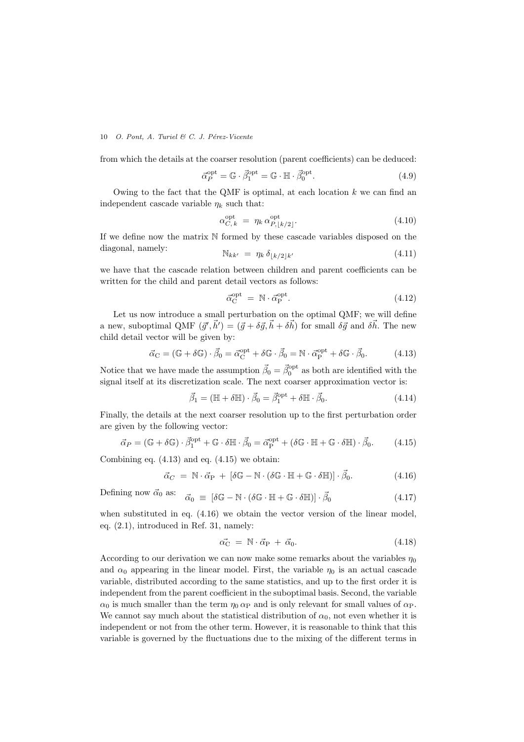from which the details at the coarser resolution (parent coefficients) can be deduced:

$$\vec{\alpha}_P^{\rm opt} = \mathbb{G}\cdot\vec{\beta}_1^{\rm opt} = \mathbb{G}\cdot\mathbb{H}\cdot\vec{\beta}_0^{\rm opt}. \tag{4.9}$$

Owing to the fact that the QMF is optimal, at each location $k$ we can find an independent cascade variable $\eta_k$ such that:

$$\alpha_{C,\,k}^{\rm opt} \;=\; \eta_k\,\alpha_{P,\lfloor k/2\rfloor}^{\rm opt}. \tag{4.10}$$

If we define now the matrix $\mathbb{N}$ formed by these cascade variables disposed on the diagonal, namely:

$$\mathbb{N}_{kk'} \;=\; \eta_k\,\delta_{\lfloor k/2\rfloor k'} \tag{4.11}$$

we have that the cascade relation between children and parent coefficients can be written for the child and parent detail vectors as follows:

$$\vec{\alpha}_{\rm C}^{\rm opt} \;=\; \mathbb{N}\cdot\vec{\alpha}_{\rm P}^{\rm opt}. \tag{4.12}$$

Let us now introduce a small perturbation on the optimal QMF; we will define a new, suboptimal QMF $(\vec{g}',\vec{h}') = (\vec{g}+\delta\vec{g},\vec{h}+\delta\vec{h})$ for small $\delta\vec{g}$ and $\delta\vec{h}$. The new child detail vector will be given by:

$$\vec{\alpha}_{\rm C} = (\mathbb{G}+\delta\mathbb{G})\cdot\vec{\beta}_0 = \vec{\alpha}_{\rm C}^{\rm opt} + \delta\mathbb{G}\cdot\vec{\beta}_0 = \mathbb{N}\cdot\vec{\alpha}_{\rm P}^{\rm opt} + \delta\mathbb{G}\cdot\vec{\beta}_0. \tag{4.13}$$

Notice that we have made the assumption $\vec{\beta}_0 = \vec{\beta}_0^{\rm opt}$ as both are identified with the signal itself at its discretization scale. The next coarser approximation vector is:

$$\vec{\beta}_1 = (\mathbb{H}+\delta\mathbb{H})\cdot\vec{\beta}_0 = \vec{\beta}_1^{\rm opt} + \delta\mathbb{H}\cdot\vec{\beta}_0. \tag{4.14}$$

Finally, the details at the next coarser resolution up to the first perturbation order are given by the following vector:

$$\vec{\alpha}_P = (\mathbb{G}+\delta\mathbb{G})\cdot\vec{\beta}_1^{\rm opt} + \mathbb{G}\cdot\delta\mathbb{H}\cdot\vec{\beta}_0 = \vec{\alpha}_{\rm P}^{\rm opt} + (\delta\mathbb{G}\cdot\mathbb{H}+\mathbb{G}\cdot\delta\mathbb{H})\cdot\vec{\beta}_0. \tag{4.15}$$

Combining eq. (4.13) and eq. (4.15) we obtain:

$$\vec{\alpha}_C \;=\; \mathbb{N}\cdot\vec{\alpha}_{\rm P} \;+\; \left[\delta\mathbb{G} - \mathbb{N}\cdot(\delta\mathbb{G}\cdot\mathbb{H}+\mathbb{G}\cdot\delta\mathbb{H})\right]\cdot\vec{\beta}_0. \tag{4.16}$$

Defining now $\vec{\alpha}_0$ as:

$$\vec{\alpha}_0 \;\equiv\; \left[\delta\mathbb{G} - \mathbb{N}\cdot(\delta\mathbb{G}\cdot\mathbb{H}+\mathbb{G}\cdot\delta\mathbb{H})\right]\cdot\vec{\beta}_0 \tag{4.17}$$

when substituted in eq. (4.16) we obtain the vector version of the linear model, eq. (2.1), introduced in Ref. 31, namely:

$$\vec{\alpha_{\rm C}} \;=\; \mathbb{N}\cdot\vec{\alpha}_{\rm P} \;+\; \vec{\alpha}_0. \tag{4.18}$$

According to our derivation we can now make some remarks about the variables $\eta_0$ and $\alpha_0$ appearing in the linear model. First, the variable $\eta_0$ is an actual cascade variable, distributed according to the same statistics, and up to the first order it is independent from the parent coefficient in the suboptimal basis. Second, the variable $\alpha_0$ is much smaller than the term $\eta_0\,\alpha_{\rm P}$ and is only relevant for small values of $\alpha_{\rm P}$. We cannot say much about the statistical distribution of $\alpha_0$, not even whether it is independent or not from the other term. However, it is reasonable to think that this variable is governed by the fluctuations due to the mixing of the different terms in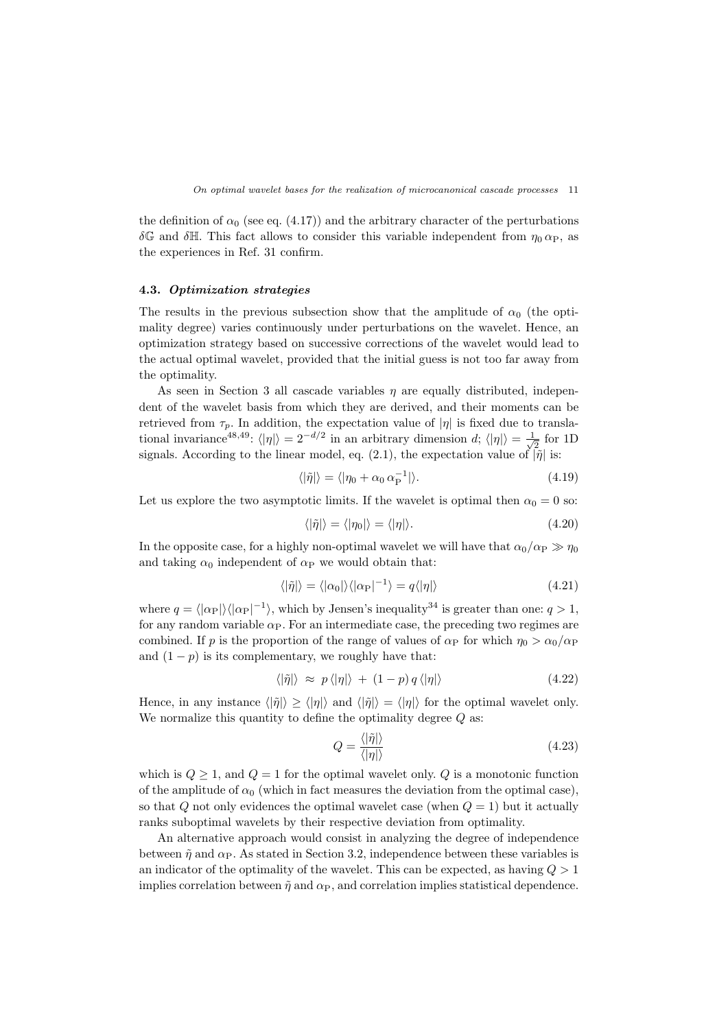the definition of $\alpha_0$ (see eq. (4.17)) and the arbitrary character of the perturbations $\delta\mathbb{G}$ and $\delta\mathbb{H}$. This fact allows to consider this variable independent from $\eta_0\,\alpha_{\mathrm{P}}$, as the experiences in Ref. 31 confirm.

### 4.3. *Optimization strategies*

The results in the previous subsection show that the amplitude of $\alpha_0$ (the optimality degree) varies continuously under perturbations on the wavelet. Hence, an optimization strategy based on successive corrections of the wavelet would lead to the actual optimal wavelet, provided that the initial guess is not too far away from the optimality.

As seen in Section 3 all cascade variables $\eta$ are equally distributed, independent of the wavelet basis from which they are derived, and their moments can be retrieved from $\tau_p$. In addition, the expectation value of $|\eta|$ is fixed due to translational invariance[48,49]: $\langle|\eta|\rangle = 2^{-d/2}$ in an arbitrary dimension $d$; $\langle|\eta|\rangle = \frac{1}{\sqrt{2}}$ for 1D signals. According to the linear model, eq. (2.1), the expectation value of $|\tilde{\eta}|$ is:

$$\langle|\tilde{\eta}|\rangle = \langle|\eta_0 + \alpha_0\,\alpha_{\mathrm{P}}^{-1}|\rangle. \tag{4.19}$$

Let us explore the two asymptotic limits. If the wavelet is optimal then $\alpha_0 = 0$ so:

$$\langle|\tilde{\eta}|\rangle = \langle|\eta_0|\rangle = \langle|\eta|\rangle. \tag{4.20}$$

In the opposite case, for a highly non-optimal wavelet we will have that $\alpha_0/\alpha_{\mathrm{P}} \gg \eta_0$ and taking $\alpha_0$ independent of $\alpha_{\mathrm{P}}$ we would obtain that:

$$\langle|\tilde{\eta}|\rangle = \langle|\alpha_0|\rangle\langle|\alpha_{\mathrm{P}}|^{-1}\rangle = q\langle|\eta|\rangle \tag{4.21}$$

where $q = \langle|\alpha_{\mathrm{P}}|\rangle\langle|\alpha_{\mathrm{P}}|^{-1}\rangle$, which by Jensen's inequality[34] is greater than one: $q > 1$, for any random variable $\alpha_{\mathrm{P}}$. For an intermediate case, the preceding two regimes are combined. If $p$ is the proportion of the range of values of $\alpha_{\mathrm{P}}$ for which $\eta_0 > \alpha_0/\alpha_{\mathrm{P}}$ and $(1-p)$ is its complementary, we roughly have that:

$$\langle|\tilde{\eta}|\rangle \;\approx\; p\,\langle|\eta|\rangle \;+\; (1-p)\,q\,\langle|\eta|\rangle \tag{4.22}$$

Hence, in any instance $\langle|\tilde{\eta}|\rangle \geq \langle|\eta|\rangle$ and $\langle|\tilde{\eta}|\rangle = \langle|\eta|\rangle$ for the optimal wavelet only. We normalize this quantity to define the optimality degree $Q$ as:

$$Q = \frac{\langle|\tilde{\eta}|\rangle}{\langle|\eta|\rangle} \tag{4.23}$$

which is $Q \geq 1$, and $Q = 1$ for the optimal wavelet only. $Q$ is a monotonic function of the amplitude of $\alpha_0$ (which in fact measures the deviation from the optimal case), so that $Q$ not only evidences the optimal wavelet case (when $Q = 1$) but it actually ranks suboptimal wavelets by their respective deviation from optimality.

An alternative approach would consist in analyzing the degree of independence between $\tilde{\eta}$ and $\alpha_{\mathrm{P}}$. As stated in Section 3.2, independence between these variables is an indicator of the optimality of the wavelet. This can be expected, as having $Q > 1$ implies correlation between $\tilde{\eta}$ and $\alpha_{\mathrm{P}}$, and correlation implies statistical dependence.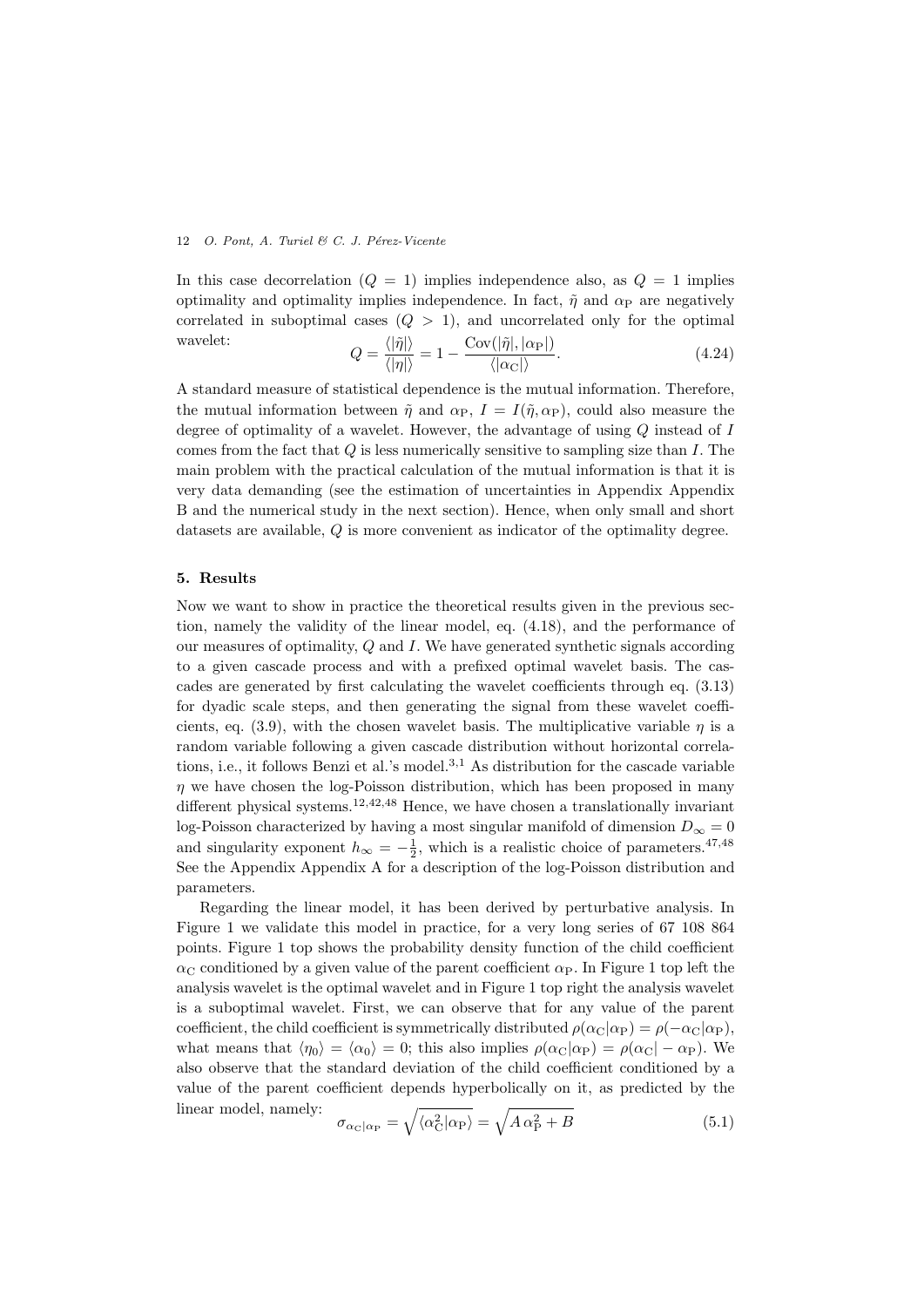In this case decorrelation ($Q = 1$) implies independence also, as $Q = 1$ implies optimality and optimality implies independence. In fact, $\tilde{\eta}$ and $\alpha_{\rm P}$ are negatively correlated in suboptimal cases ($Q > 1$), and uncorrelated only for the optimal wavelet:

$$Q = \frac{\langle|\tilde{\eta}|\rangle}{\langle|\eta|\rangle} = 1 - \frac{\mathrm{Cov}(|\tilde{\eta}|, |\alpha_{\rm P}|)}{\langle|\alpha_{\rm C}|\rangle}. \tag{4.24}$$

A standard measure of statistical dependence is the mutual information. Therefore, the mutual information between $\tilde{\eta}$ and $\alpha_{\rm P}$, $I = I(\tilde{\eta}, \alpha_{\rm P})$, could also measure the degree of optimality of a wavelet. However, the advantage of using $Q$ instead of $I$ comes from the fact that $Q$ is less numerically sensitive to sampling size than $I$. The main problem with the practical calculation of the mutual information is that it is very data demanding (see the estimation of uncertainties in Appendix Appendix B and the numerical study in the next section). Hence, when only small and short datasets are available, $Q$ is more convenient as indicator of the optimality degree.

## 5. Results

Now we want to show in practice the theoretical results given in the previous section, namely the validity of the linear model, eq. (4.18), and the performance of our measures of optimality, $Q$ and $I$. We have generated synthetic signals according to a given cascade process and with a prefixed optimal wavelet basis. The cascades are generated by first calculating the wavelet coefficients through eq. (3.13) for dyadic scale steps, and then generating the signal from these wavelet coefficients, eq. (3.9), with the chosen wavelet basis. The multiplicative variable $\eta$ is a random variable following a given cascade distribution without horizontal correlations, i.e., it follows Benzi et al.'s model.[3,1] As distribution for the cascade variable $\eta$ we have chosen the log-Poisson distribution, which has been proposed in many different physical systems.[12,42,48] Hence, we have chosen a translationally invariant log-Poisson characterized by having a most singular manifold of dimension $D_\infty = 0$ and singularity exponent $h_\infty = -\frac{1}{2}$, which is a realistic choice of parameters.[47,48] See the Appendix Appendix A for a description of the log-Poisson distribution and parameters.

Regarding the linear model, it has been derived by perturbative analysis. In Figure 1 we validate this model in practice, for a very long series of 67 108 864 points. Figure 1 top shows the probability density function of the child coefficient $\alpha_{\rm C}$ conditioned by a given value of the parent coefficient $\alpha_{\rm P}$. In Figure 1 top left the analysis wavelet is the optimal wavelet and in Figure 1 top right the analysis wavelet is a suboptimal wavelet. First, we can observe that for any value of the parent coefficient, the child coefficient is symmetrically distributed $\rho(\alpha_{\rm C}|\alpha_{\rm P}) = \rho(-\alpha_{\rm C}|\alpha_{\rm P})$, what means that $\langle\eta_0\rangle = \langle\alpha_0\rangle = 0$; this also implies $\rho(\alpha_{\rm C}|\alpha_{\rm P}) = \rho(\alpha_{\rm C}| - \alpha_{\rm P})$. We also observe that the standard deviation of the child coefficient conditioned by a value of the parent coefficient depends hyperbolically on it, as predicted by the linear model, namely:

$$\sigma_{\alpha_{\rm C}|\alpha_{\rm P}} = \sqrt{\langle\alpha_{\rm C}^2|\alpha_{\rm P}\rangle} = \sqrt{A\,\alpha_{\rm P}^2 + B} \tag{5.1}$$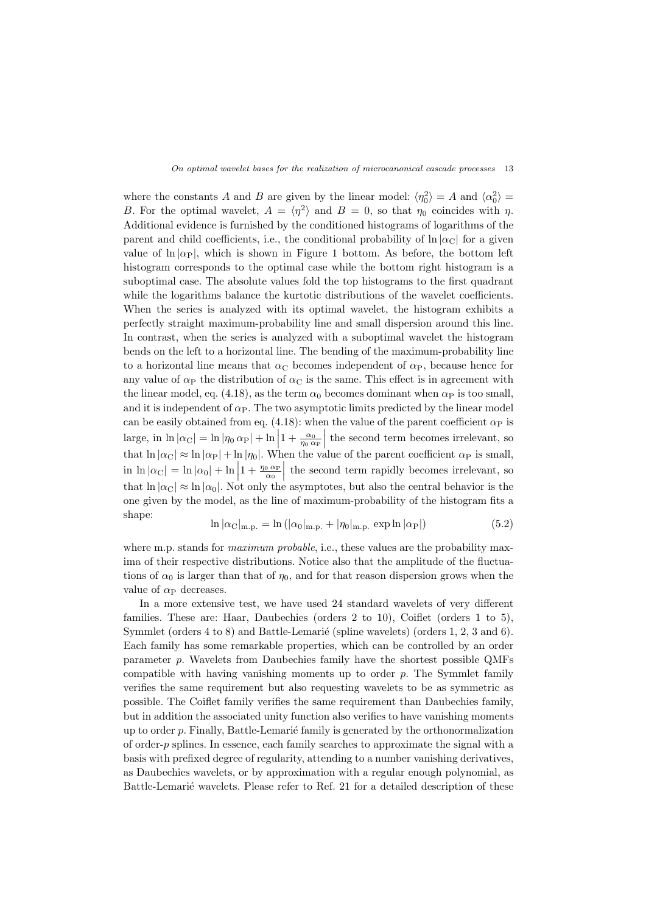where the constants $A$ and $B$ are given by the linear model: $\langle \eta_0^2 \rangle = A$ and $\langle \alpha_0^2 \rangle = B$. For the optimal wavelet, $A = \langle \eta^2 \rangle$ and $B = 0$, so that $\eta_0$ coincides with $\eta$. Additional evidence is furnished by the conditioned histograms of logarithms of the parent and child coefficients, i.e., the conditional probability of $\ln |\alpha_{\rm C}|$ for a given value of $\ln |\alpha_{\rm P}|$, which is shown in Figure 1 bottom. As before, the bottom left histogram corresponds to the optimal case while the bottom right histogram is a suboptimal case. The absolute values fold the top histograms to the first quadrant while the logarithms balance the kurtotic distributions of the wavelet coefficients. When the series is analyzed with its optimal wavelet, the histogram exhibits a perfectly straight maximum-probability line and small dispersion around this line. In contrast, when the series is analyzed with a suboptimal wavelet the histogram bends on the left to a horizontal line. The bending of the maximum-probability line to a horizontal line means that $\alpha_{\rm C}$ becomes independent of $\alpha_{\rm P}$, because hence for any value of $\alpha_{\rm P}$ the distribution of $\alpha_{\rm C}$ is the same. This effect is in agreement with the linear model, eq. (4.18), as the term $\alpha_0$ becomes dominant when $\alpha_{\rm P}$ is too small, and it is independent of $\alpha_{\rm P}$. The two asymptotic limits predicted by the linear model can be easily obtained from eq. (4.18): when the value of the parent coefficient $\alpha_{\rm P}$ is large, in $\ln |\alpha_{\rm C}| = \ln |\eta_0 \, \alpha_{\rm P}| + \ln \left| 1 + \frac{\alpha_0}{\eta_0 \, \alpha_{\rm P}} \right|$ the second term becomes irrelevant, so that $\ln |\alpha_{\rm C}| \approx \ln |\alpha_{\rm P}| + \ln |\eta_0|$. When the value of the parent coefficient $\alpha_{\rm P}$ is small, in $\ln |\alpha_{\rm C}| = \ln |\alpha_0| + \ln \left| 1 + \frac{\eta_0 \, \alpha_{\rm P}}{\alpha_0} \right|$ the second term rapidly becomes irrelevant, so that $\ln |\alpha_{\rm C}| \approx \ln |\alpha_0|$. Not only the asymptotes, but also the central behavior is the one given by the model, as the line of maximum-probability of the histogram fits a shape:

$$\ln |\alpha_{\rm C}|_{\rm m.p.} = \ln \left( |\alpha_0|_{\rm m.p.} + |\eta_0|_{\rm m.p.} \, \exp \ln |\alpha_{\rm P}| \right) \tag{5.2}$$

where m.p. stands for *maximum probable*, i.e., these values are the probability maxima of their respective distributions. Notice also that the amplitude of the fluctuations of $\alpha_0$ is larger than that of $\eta_0$, and for that reason dispersion grows when the value of $\alpha_{\rm P}$ decreases.

In a more extensive test, we have used 24 standard wavelets of very different families. These are: Haar, Daubechies (orders 2 to 10), Coiflet (orders 1 to 5), Symmlet (orders 4 to 8) and Battle-Lemarié (spline wavelets) (orders 1, 2, 3 and 6). Each family has some remarkable properties, which can be controlled by an order parameter $p$. Wavelets from Daubechies family have the shortest possible QMFs compatible with having vanishing moments up to order $p$. The Symmlet family verifies the same requirement but also requesting wavelets to be as symmetric as possible. The Coiflet family verifies the same requirement than Daubechies family, but in addition the associated unity function also verifies to have vanishing moments up to order $p$. Finally, Battle-Lemarié family is generated by the orthonormalization of order-$p$ splines. In essence, each family searches to approximate the signal with a basis with prefixed degree of regularity, attending to a number vanishing derivatives, as Daubechies wavelets, or by approximation with a regular enough polynomial, as Battle-Lemarié wavelets. Please refer to Ref. 21 for a detailed description of these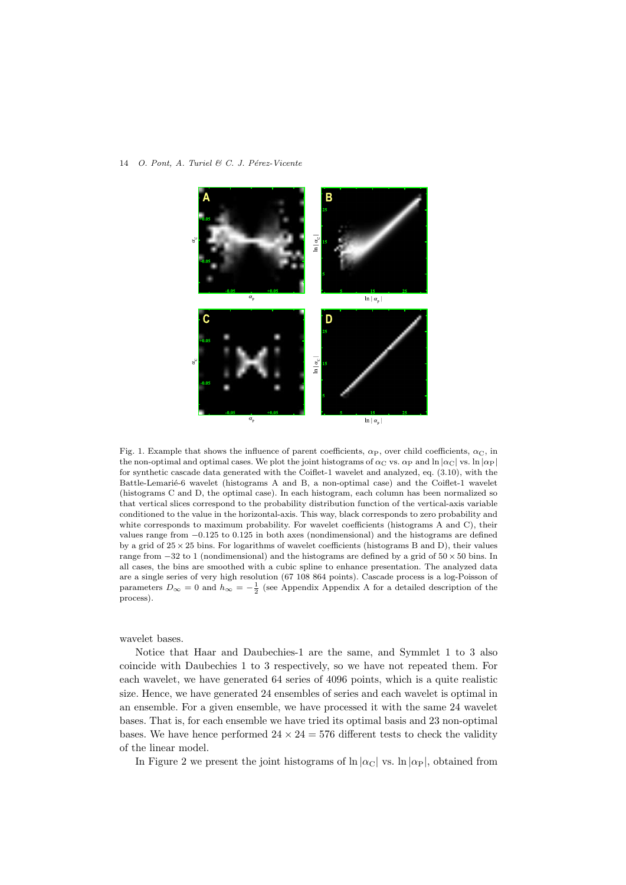Fig. 1. Example that shows the influence of parent coefficients, $\alpha_{\mathrm{P}}$, over child coefficients, $\alpha_{\mathrm{C}}$, in the non-optimal and optimal cases. We plot the joint histograms of $\alpha_{\mathrm{C}}$ vs. $\alpha_{\mathrm{P}}$ and $\ln|\alpha_{\mathrm{C}}|$ vs. $\ln|\alpha_{\mathrm{P}}|$ for synthetic cascade data generated with the Coiflet-1 wavelet and analyzed, eq. (3.10), with the Battle-Lemarié-6 wavelet (histograms A and B, a non-optimal case) and the Coiflet-1 wavelet (histograms C and D, the optimal case). In each histogram, each column has been normalized so that vertical slices correspond to the probability distribution function of the vertical-axis variable conditioned to the value in the horizontal-axis. This way, black corresponds to zero probability and white corresponds to maximum probability. For wavelet coefficients (histograms A and C), their values range from $-0.125$ to $0.125$ in both axes (nondimensional) and the histograms are defined by a grid of $25 \times 25$ bins. For logarithms of wavelet coefficients (histograms B and D), their values range from $-32$ to $1$ (nondimensional) and the histograms are defined by a grid of $50 \times 50$ bins. In all cases, the bins are smoothed with a cubic spline to enhance presentation. The analyzed data are a single series of very high resolution (67 108 864 points). Cascade process is a log-Poisson of parameters $D_\infty = 0$ and $h_\infty = -\frac{1}{2}$ (see Appendix Appendix A for a detailed description of the process).

wavelet bases.

Notice that Haar and Daubechies-1 are the same, and Symmlet 1 to 3 also coincide with Daubechies 1 to 3 respectively, so we have not repeated them. For each wavelet, we have generated 64 series of 4096 points, which is a quite realistic size. Hence, we have generated 24 ensembles of series and each wavelet is optimal in an ensemble. For a given ensemble, we have processed it with the same 24 wavelet bases. That is, for each ensemble we have tried its optimal basis and 23 non-optimal bases. We have hence performed $24 \times 24 = 576$ different tests to check the validity of the linear model.

In Figure 2 we present the joint histograms of $\ln|\alpha_{\mathrm{C}}|$ vs. $\ln|\alpha_{\mathrm{P}}|$, obtained from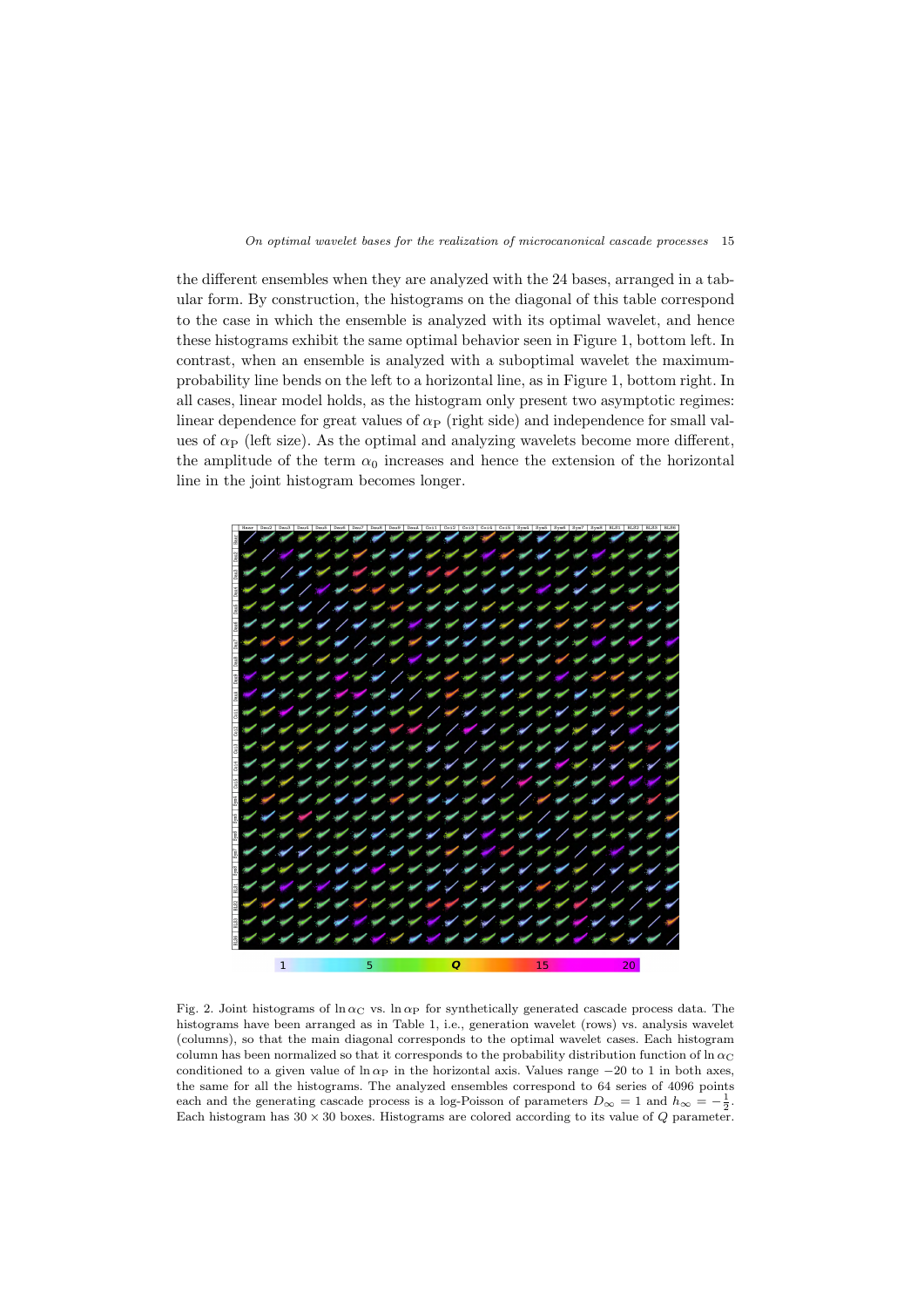the different ensembles when they are analyzed with the 24 bases, arranged in a tabular form. By construction, the histograms on the diagonal of this table correspond to the case in which the ensemble is analyzed with its optimal wavelet, and hence these histograms exhibit the same optimal behavior seen in Figure 1, bottom left. In contrast, when an ensemble is analyzed with a suboptimal wavelet the maximum-probability line bends on the left to a horizontal line, as in Figure 1, bottom right. In all cases, linear model holds, as the histogram only present two asymptotic regimes: linear dependence for great values of $\alpha_{\mathrm{P}}$ (right side) and independence for small values of $\alpha_{\mathrm{P}}$ (left size). As the optimal and analyzing wavelets become more different, the amplitude of the term $\alpha_0$ increases and hence the extension of the horizontal line in the joint histogram becomes longer.

Fig. 2. Joint histograms of $\ln \alpha_{\mathrm{C}}$ vs. $\ln \alpha_{\mathrm{P}}$ for synthetically generated cascade process data. The histograms have been arranged as in Table 1, i.e., generation wavelet (rows) vs. analysis wavelet (columns), so that the main diagonal corresponds to the optimal wavelet cases. Each histogram column has been normalized so that it corresponds to the probability distribution function of $\ln \alpha_{\mathrm{C}}$ conditioned to a given value of $\ln \alpha_{\mathrm{P}}$ in the horizontal axis. Values range $-20$ to 1 in both axes, the same for all the histograms. The analyzed ensembles correspond to 64 series of 4096 points each and the generating cascade process is a log-Poisson of parameters $D_\infty = 1$ and $h_\infty = -\frac{1}{2}$. Each histogram has $30 \times 30$ boxes. Histograms are colored according to its value of $Q$ parameter.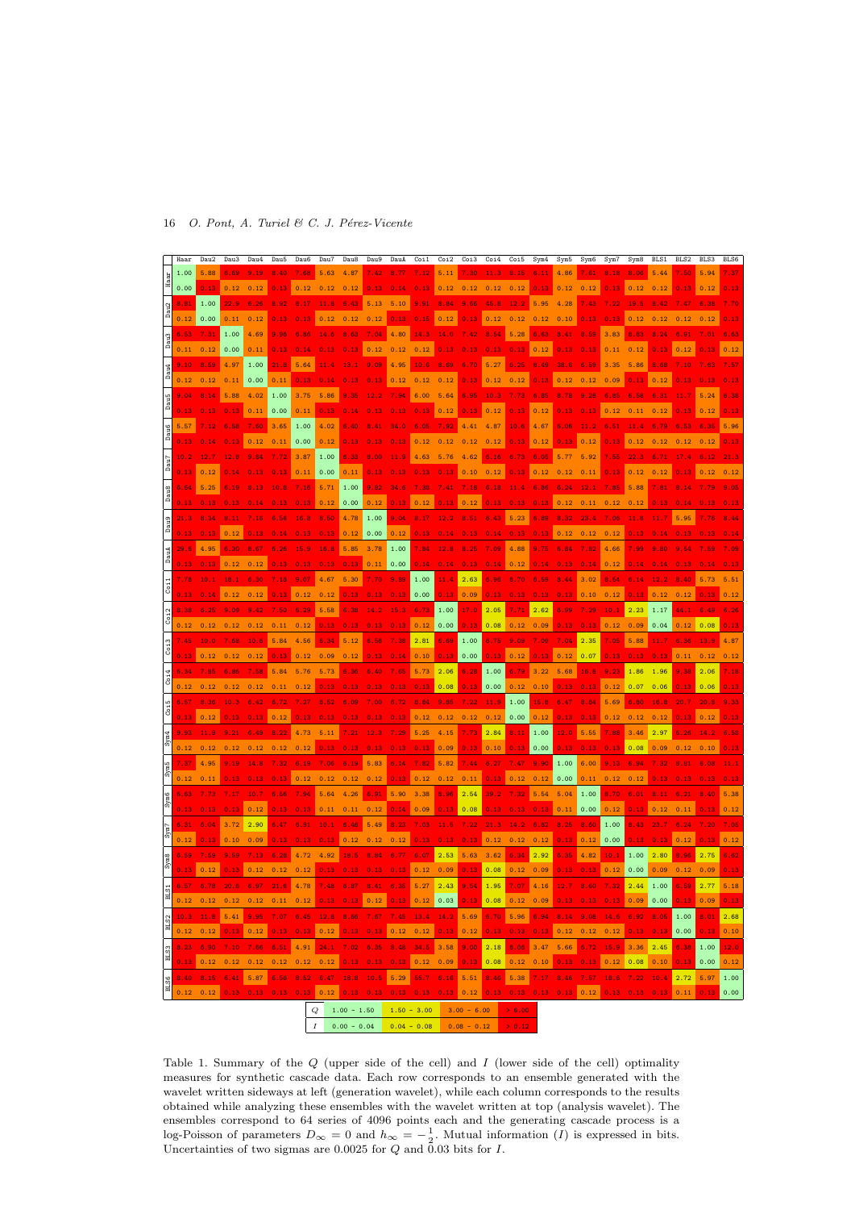| | Haar | Dau2 | Dau3 | Dau4 | Dau5 | Dau6 | Dau7 | Dau8 | Dau9 | DauA | Coi1 | Coi2 | Coi3 | Coi4 | Coi5 | Sym4 | Sym5 | Sym6 | Sym7 | Sym8 | BLS1 | BLS2 | BLS3 | BLS6 |
|---|---|---|---|---|---|---|---|---|---|---|---|---|---|---|---|---|---|---|---|---|---|---|---|---|
| Haar | 1.00 | 5.88 | 6.69 | 9.19 | 8.40 | 7.68 | 5.63 | 4.87 | 7.42 | 8.77 | 7.12 | 5.11 | 7.30 | 11.3 | 8.15 | 6.11 | 4.86 | 7.61 | 9.18 | 8.06 | 5.44 | 7.50 | 5.94 | 7.37 |
| | 0.00 | 0.13 | 0.12 | 0.12 | 0.13 | 0.12 | 0.12 | 0.12 | 0.13 | 0.14 | 0.13 | 0.12 | 0.12 | 0.12 | 0.12 | 0.13 | 0.12 | 0.12 | 0.13 | 0.12 | 0.12 | 0.13 | 0.12 | 0.13 |
| Dau2 | 8.81 | 1.00 | 22.9 | 6.26 | 8.92 | 8.17 | 11.5 | 6.43 | 5.13 | 5.10 | 9.91 | 8.84 | 9.66 | 45.8 | 12.2 | 5.95 | 4.28 | 7.43 | 7.22 | 19.5 | 8.42 | 7.47 | 6.38 | 7.70 |
| | 0.12 | 0.00 | 0.11 | 0.12 | 0.13 | 0.13 | 0.12 | 0.12 | 0.12 | 0.13 | 0.15 | 0.12 | 0.13 | 0.12 | 0.12 | 0.12 | 0.10 | 0.13 | 0.13 | 0.12 | 0.12 | 0.12 | 0.12 | 0.13 |
| Dau3 | 6.53 | 7.31 | 1.00 | 4.69 | 9.96 | 6.88 | 14.6 | 8.63 | 7.04 | 4.80 | 14.3 | 14.0 | 7.42 | 8.54 | 5.28 | 6.63 | 8.41 | 8.59 | 3.83 | 6.83 | 8.24 | 6.91 | 7.01 | 6.63 |
| | 0.11 | 0.12 | 0.00 | 0.11 | 0.13 | 0.14 | 0.13 | 0.13 | 0.12 | 0.12 | 0.12 | 0.13 | 0.13 | 0.13 | 0.13 | 0.12 | 0.13 | 0.13 | 0.11 | 0.12 | 0.13 | 0.12 | 0.13 | 0.12 |
| Dau4 | 9.10 | 8.59 | 4.97 | 1.00 | 21.8 | 5.64 | 11.4 | 13.1 | 9.09 | 4.95 | 10.6 | 8.69 | 6.70 | 5.27 | 6.25 | 8.49 | 38.6 | 6.59 | 3.35 | 5.86 | 8.58 | 7.10 | 7.63 | 7.57 |
| | 0.12 | 0.12 | 0.11 | 0.00 | 0.11 | 0.13 | 0.14 | 0.13 | 0.13 | 0.12 | 0.12 | 0.12 | 0.13 | 0.12 | 0.12 | 0.13 | 0.12 | 0.12 | 0.09 | 0.13 | 0.12 | 0.13 | 0.13 | 0.13 |
| Dau5 | 9.04 | 8.14 | 5.88 | 4.02 | 1.00 | 3.75 | 5.86 | 9.35 | 12.2 | 7.94 | 6.00 | 5.64 | 6.95 | 10.3 | 7.73 | 6.85 | 8.78 | 9.28 | 6.85 | 6.55 | 6.31 | 11.7 | 5.24 | 6.38 |
| | 0.13 | 0.13 | 0.13 | 0.11 | 0.00 | 0.11 | 0.13 | 0.14 | 0.13 | 0.13 | 0.13 | 0.12 | 0.13 | 0.12 | 0.13 | 0.12 | 0.13 | 0.13 | 0.12 | 0.11 | 0.12 | 0.13 | 0.12 | 0.13 |
| Dau6 | 5.57 | 7.12 | 6.58 | 7.60 | 3.65 | 1.00 | 4.02 | 6.40 | 8.41 | 34.0 | 6.05 | 7.92 | 4.41 | 4.87 | 10.6 | 4.67 | 6.06 | 11.2 | 6.51 | 11.4 | 6.79 | 6.53 | 6.35 | 5.96 |
| | 0.13 | 0.14 | 0.13 | 0.12 | 0.11 | 0.00 | 0.12 | 0.13 | 0.13 | 0.13 | 0.12 | 0.12 | 0.12 | 0.12 | 0.13 | 0.12 | 0.13 | 0.12 | 0.13 | 0.12 | 0.12 | 0.12 | 0.12 | 0.13 |
| Dau7 | 10.2 | 12.7 | 12.8 | 9.84 | 7.72 | 3.87 | 1.00 | 6.33 | 8.00 | 11.9 | 4.63 | 5.76 | 4.62 | 6.18 | 6.73 | 6.05 | 5.77 | 5.92 | 7.55 | 22.3 | 6.71 | 17.4 | 6.12 | 21.3 |
| | 0.13 | 0.12 | 0.14 | 0.13 | 0.13 | 0.11 | 0.00 | 0.11 | 0.13 | 0.13 | 0.13 | 0.13 | 0.10 | 0.12 | 0.13 | 0.12 | 0.12 | 0.11 | 0.13 | 0.12 | 0.12 | 0.13 | 0.12 | 0.12 |
| Dau8 | 6.54 | 5.25 | 6.19 | 8.13 | 10.8 | 7.18 | 5.71 | 1.00 | 9.82 | 34.6 | 7.35 | 7.41 | 7.18 | 6.18 | 11.4 | 6.86 | 6.24 | 12.1 | 7.85 | 5.88 | 7.81 | 8.14 | 7.79 | 9.05 |
| | 0.13 | 0.13 | 0.13 | 0.14 | 0.13 | 0.13 | 0.12 | 0.00 | 0.12 | 0.13 | 0.12 | 0.13 | 0.13 | 0.13 | 0.13 | 0.13 | 0.12 | 0.11 | 0.12 | 0.12 | 0.13 | 0.14 | 0.13 | 0.13 |
| Dau9 | 21.3 | 8.34 | 8.11 | 7.16 | 6.56 | 16.8 | 8.50 | 4.78 | 1.00 | 8.04 | 8.17 | 12.3 | 8.51 | 8.43 | 5.23 | 6.89 | 8.32 | 23.4 | 7.05 | 11.3 | 11.7 | 5.95 | 7.78 | 8.44 |
| | 0.13 | 0.13 | 0.12 | 0.13 | 0.14 | 0.13 | 0.13 | 0.12 | 0.00 | 0.12 | 0.13 | 0.14 | 0.13 | 0.14 | 0.13 | 0.13 | 0.12 | 0.12 | 0.12 | 0.13 | 0.14 | 0.13 | 0.13 | 0.14 |
| DauA | 29.6 | 4.95 | 6.30 | 8.67 | 6.26 | 15.9 | 16.3 | 5.85 | 3.78 | 1.00 | 7.84 | 12.8 | 8.25 | 7.09 | 4.88 | 9.75 | 6.84 | 7.52 | 4.66 | 7.99 | 9.80 | 9.54 | 7.59 | 7.09 |
| | 0.13 | 0.13 | 0.12 | 0.12 | 0.13 | 0.13 | 0.13 | 0.13 | 0.11 | 0.00 | 0.14 | 0.14 | 0.13 | 0.14 | 0.12 | 0.14 | 0.13 | 0.14 | 0.12 | 0.14 | 0.14 | 0.13 | 0.14 | 0.13 |
| Coi1 | 7.78 | 10.1 | 18.1 | 6.30 | 7.18 | 9.07 | 4.67 | 5.30 | 7.70 | 9.89 | 1.00 | 11.4 | 2.63 | 6.98 | 8.70 | 6.59 | 8.44 | 3.02 | 8.54 | 6.14 | 12.2 | 8.40 | 5.73 | 5.51 |
| | 0.13 | 0.14 | 0.12 | 0.12 | 0.13 | 0.12 | 0.12 | 0.13 | 0.13 | 0.13 | 0.00 | 0.13 | 0.09 | 0.13 | 0.13 | 0.13 | 0.13 | 0.10 | 0.12 | 0.13 | 0.12 | 0.12 | 0.13 | 0.12 |
| Coi2 | 8.38 | 6.25 | 9.09 | 9.42 | 7.50 | 6.29 | 5.58 | 6.38 | 14.2 | 15.3 | 6.73 | 1.00 | 17.0 | 2.05 | 7.71 | 2.62 | 6.99 | 7.29 | 10.1 | 2.23 | 1.17 | 44.1 | 6.49 | 6.26 |
| | 0.12 | 0.12 | 0.12 | 0.12 | 0.11 | 0.12 | 0.13 | 0.13 | 0.13 | 0.13 | 0.12 | 0.00 | 0.13 | 0.08 | 0.12 | 0.09 | 0.13 | 0.13 | 0.12 | 0.09 | 0.04 | 0.12 | 0.08 | 0.13 |
| Coi3 | 7.45 | 10.0 | 7.68 | 10.6 | 5.84 | 4.56 | 6.34 | 5.12 | 6.56 | 7.38 | 2.81 | 6.68 | 1.00 | 6.75 | 9.09 | 7.09 | 7.04 | 2.35 | 7.05 | 5.88 | 11.7 | 6.36 | 13.9 | 4.87 |
| | 0.13 | 0.12 | 0.12 | 0.12 | 0.13 | 0.12 | 0.09 | 0.12 | 0.13 | 0.14 | 0.10 | 0.13 | 0.00 | 0.13 | 0.12 | 0.13 | 0.12 | 0.07 | 0.13 | 0.13 | 0.13 | 0.11 | 0.12 | 0.12 |
| Coi4 | 8.34 | 7.85 | 6.86 | 7.58 | 5.84 | 5.76 | 5.73 | 6.36 | 6.40 | 7.65 | 5.73 | 2.06 | 6.28 | 1.00 | 6.79 | 3.22 | 5.68 | 16.8 | 9.23 | 1.86 | 1.96 | 9.38 | 2.06 | 7.18 |
| | 0.12 | 0.12 | 0.12 | 0.12 | 0.11 | 0.12 | 0.13 | 0.13 | 0.13 | 0.13 | 0.13 | 0.08 | 0.13 | 0.00 | 0.12 | 0.10 | 0.13 | 0.13 | 0.12 | 0.07 | 0.06 | 0.13 | 0.06 | 0.13 |
| Coi5 | 6.57 | 8.36 | 10.3 | 6.42 | 6.72 | 7.27 | 6.52 | 6.09 | 7.00 | 8.72 | 8.94 | 9.85 | 7.22 | 11.9 | 1.00 | 15.6 | 6.47 | 8.04 | 5.69 | 6.80 | 16.8 | 20.7 | 20.8 | 9.33 |
| | 0.13 | 0.12 | 0.13 | 0.13 | 0.12 | 0.13 | 0.13 | 0.13 | 0.13 | 0.13 | 0.13 | 0.12 | 0.12 | 0.12 | 0.00 | 0.12 | 0.13 | 0.13 | 0.12 | 0.12 | 0.12 | 0.13 | 0.12 | 0.13 |
| Sym4 | 9.93 | 11.9 | 9.21 | 6.49 | 8.22 | 4.73 | 5.11 | 7.21 | 12.3 | 7.29 | 5.25 | 4.15 | 7.73 | 2.84 | 8.11 | 1.00 | 12.0 | 5.55 | 7.88 | 3.46 | 2.97 | 8.28 | 14.2 | 6.58 |
| | 0.12 | 0.12 | 0.12 | 0.12 | 0.12 | 0.12 | 0.12 | 0.13 | 0.13 | 0.13 | 0.13 | 0.09 | 0.13 | 0.10 | 0.13 | 0.00 | 0.13 | 0.13 | 0.13 | 0.08 | 0.09 | 0.12 | 0.10 | 0.13 |
| Sym5 | 7.37 | 4.95 | 9.19 | 14.8 | 7.32 | 6.19 | 7.08 | 6.19 | 5.83 | 6.14 | 7.82 | 5.82 | 7.44 | 6.27 | 7.47 | 9.90 | 1.00 | 6.00 | 9.13 | 6.94 | 7.32 | 8.91 | 6.08 | 11.1 |
| | 0.12 | 0.11 | 0.13 | 0.13 | 0.13 | 0.12 | 0.12 | 0.12 | 0.12 | 0.11 | 0.12 | 0.12 | 0.11 | 0.13 | 0.12 | 0.12 | 0.00 | 0.11 | 0.12 | 0.12 | 0.13 | 0.13 | 0.13 | 0.13 |
| Sym6 | 6.53 | 7.73 | 7.17 | 10.7 | 6.66 | 7.94 | 5.64 | 4.26 | 6.91 | 5.90 | 3.38 | 8.96 | 2.54 | 39.2 | 7.32 | 5.54 | 5.04 | 1.00 | 8.70 | 6.01 | 8.11 | 6.21 | 8.40 | 5.38 |
| | 0.13 | 0.13 | 0.13 | 0.12 | 0.13 | 0.13 | 0.11 | 0.11 | 0.12 | 0.14 | 0.09 | 0.13 | 0.08 | 0.13 | 0.13 | 0.13 | 0.11 | 0.00 | 0.12 | 0.13 | 0.12 | 0.11 | 0.13 | 0.12 |
| Sym7 | 6.31 | 6.04 | 3.72 | 2.90 | 6.47 | 6.51 | 10.1 | 6.46 | 5.49 | 8.23 | 7.03 | 11.5 | 7.22 | 21.3 | 14.2 | 6.82 | 8.25 | 8.60 | 1.00 | 8.43 | 23.7 | 6.24 | 7.20 | 7.05 |
| | 0.12 | 0.13 | 0.10 | 0.09 | 0.13 | 0.13 | 0.13 | 0.12 | 0.12 | 0.13 | 0.13 | 0.13 | 0.13 | 0.12 | 0.12 | 0.12 | 0.13 | 0.12 | 0.00 | 0.13 | 0.13 | 0.12 | 0.13 | 0.12 |
| Sym8 | 6.59 | 7.59 | 9.59 | 7.13 | 6.28 | 4.72 | 4.92 | 13.5 | 8.84 | 6.77 | 6.07 | 2.53 | 5.63 | 3.62 | 6.34 | 2.92 | 6.35 | 4.82 | 10.1 | 1.00 | 2.80 | 8.96 | 2.75 | 6.62 |
| | 0.13 | 0.12 | 0.13 | 0.12 | 0.12 | 0.12 | 0.13 | 0.13 | 0.13 | 0.13 | 0.12 | 0.09 | 0.13 | 0.08 | 0.12 | 0.09 | 0.13 | 0.13 | 0.12 | 0.00 | 0.09 | 0.12 | 0.09 | 0.13 |
| BLS1 | 6.57 | 6.78 | 20.5 | 6.97 | 21.6 | 4.78 | 7.48 | 6.87 | 8.41 | 6.35 | 5.27 | 2.43 | 9.54 | 1.95 | 7.07 | 4.16 | 12.7 | 8.60 | 7.32 | 2.44 | 1.00 | 6.59 | 2.77 | 5.18 |
| | 0.12 | 0.12 | 0.12 | 0.12 | 0.11 | 0.12 | 0.13 | 0.13 | 0.12 | 0.13 | 0.12 | 0.03 | 0.13 | 0.08 | 0.12 | 0.09 | 0.13 | 0.13 | 0.13 | 0.09 | 0.00 | 0.13 | 0.09 | 0.13 |
| BLS2 | 10.3 | 11.3 | 5.41 | 9.95 | 7.07 | 6.45 | 12.8 | 8.66 | 7.67 | 7.45 | 13.4 | 14.2 | 5.69 | 6.70 | 5.96 | 6.94 | 8.14 | 9.08 | 14.5 | 6.92 | 8.05 | 1.00 | 8.01 | 2.68 |
| | 0.12 | 0.12 | 0.13 | 0.12 | 0.13 | 0.13 | 0.12 | 0.13 | 0.13 | 0.12 | 0.12 | 0.13 | 0.12 | 0.13 | 0.13 | 0.13 | 0.12 | 0.12 | 0.12 | 0.13 | 0.13 | 0.00 | 0.13 | 0.10 |
| BLS3 | 8.23 | 6.90 | 7.10 | 7.66 | 6.51 | 4.91 | 24.1 | 7.02 | 6.35 | 8.48 | 34.5 | 3.58 | 9.00 | 2.18 | 8.05 | 3.47 | 5.66 | 6.72 | 15.9 | 3.36 | 2.45 | 8.38 | 1.00 | 12.0 |
| | 0.13 | 0.12 | 0.12 | 0.12 | 0.12 | 0.12 | 0.12 | 0.13 | 0.13 | 0.13 | 0.12 | 0.09 | 0.13 | 0.08 | 0.12 | 0.10 | 0.13 | 0.13 | 0.12 | 0.08 | 0.10 | 0.13 | 0.00 | 0.12 |
| BLS6 | 8.40 | 8.15 | 6.41 | 5.87 | 6.96 | 8.52 | 6.47 | 19.8 | 10.5 | 5.29 | 55.7 | 6.16 | 5.51 | 8.46 | 5.38 | 7.17 | 8.46 | 7.57 | 18.5 | 7.22 | 10.4 | 2.72 | 5.97 | 1.00 |
| | 0.12 | 0.12 | 0.13 | 0.13 | 0.13 | 0.13 | 0.12 | 0.13 | 0.13 | 0.13 | 0.12 | 0.13 | 0.13 | 0.12 | 0.13 | 0.13 | 0.13 | 0.12 | 0.13 | 0.13 | 0.13 | 0.11 | 0.13 | 0.00 |

| | | | | |
|---|---|---|---|---|
| $Q$ | 1.00 - 1.50 | 1.50 - 3.00 | 3.00 - 6.00 | > 6.00 |
| $I$ | 0.00 - 0.04 | 0.04 - 0.08 | 0.08 - 0.12 | > 0.12 |

Table 1. Summary of the $Q$ (upper side of the cell) and $I$ (lower side of the cell) optimality measures for synthetic cascade data. Each row corresponds to an ensemble generated with the wavelet written sideways at left (generation wavelet), while each column corresponds to the results obtained while analyzing these ensembles with the wavelet written at top (analysis wavelet). The ensembles correspond to 64 series of 4096 points each and the generating cascade process is a log-Poisson of parameters $D_\infty = 0$ and $h_\infty = -\frac{1}{2}$. Mutual information ($I$) is expressed in bits. Uncertainties of two sigmas are 0.0025 for $Q$ and 0.03 bits for $I$.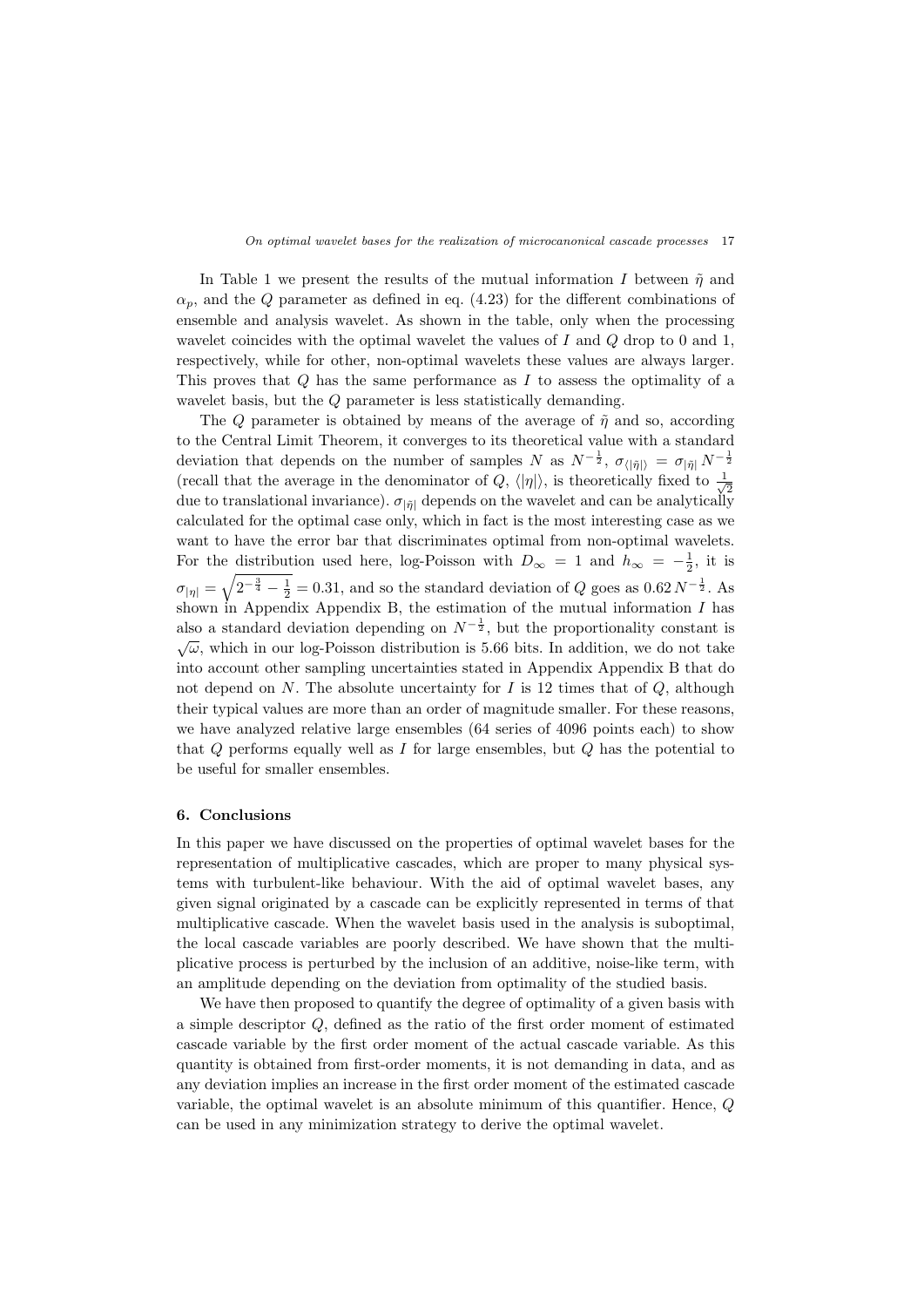In Table 1 we present the results of the mutual information $I$ between $\tilde{\eta}$ and $\alpha_p$, and the $Q$ parameter as defined in eq. (4.23) for the different combinations of ensemble and analysis wavelet. As shown in the table, only when the processing wavelet coincides with the optimal wavelet the values of $I$ and $Q$ drop to 0 and 1, respectively, while for other, non-optimal wavelets these values are always larger. This proves that $Q$ has the same performance as $I$ to assess the optimality of a wavelet basis, but the $Q$ parameter is less statistically demanding.

The $Q$ parameter is obtained by means of the average of $\tilde{\eta}$ and so, according to the Central Limit Theorem, it converges to its theoretical value with a standard deviation that depends on the number of samples $N$ as $N^{-\frac{1}{2}}$, $\sigma_{\langle|\tilde{\eta}|\rangle} = \sigma_{|\tilde{\eta}|} N^{-\frac{1}{2}}$ (recall that the average in the denominator of $Q$, $\langle|\eta|\rangle$, is theoretically fixed to $\frac{1}{\sqrt{2}}$ due to translational invariance). $\sigma_{|\tilde{\eta}|}$ depends on the wavelet and can be analytically calculated for the optimal case only, which in fact is the most interesting case as we want to have the error bar that discriminates optimal from non-optimal wavelets. For the distribution used here, log-Poisson with $D_\infty = 1$ and $h_\infty = -\frac{1}{2}$, it is $\sigma_{|\eta|} = \sqrt{2^{-\frac{3}{4}} - \frac{1}{2}} = 0.31$, and so the standard deviation of $Q$ goes as $0.62\, N^{-\frac{1}{2}}$. As shown in Appendix Appendix B, the estimation of the mutual information $I$ has also a standard deviation depending on $N^{-\frac{1}{2}}$, but the proportionality constant is $\sqrt{\omega}$, which in our log-Poisson distribution is 5.66 bits. In addition, we do not take into account other sampling uncertainties stated in Appendix Appendix B that do not depend on $N$. The absolute uncertainty for $I$ is 12 times that of $Q$, although their typical values are more than an order of magnitude smaller. For these reasons, we have analyzed relative large ensembles (64 series of 4096 points each) to show that $Q$ performs equally well as $I$ for large ensembles, but $Q$ has the potential to be useful for smaller ensembles.

## 6. Conclusions

In this paper we have discussed on the properties of optimal wavelet bases for the representation of multiplicative cascades, which are proper to many physical systems with turbulent-like behaviour. With the aid of optimal wavelet bases, any given signal originated by a cascade can be explicitly represented in terms of that multiplicative cascade. When the wavelet basis used in the analysis is suboptimal, the local cascade variables are poorly described. We have shown that the multiplicative process is perturbed by the inclusion of an additive, noise-like term, with an amplitude depending on the deviation from optimality of the studied basis.

We have then proposed to quantify the degree of optimality of a given basis with a simple descriptor $Q$, defined as the ratio of the first order moment of estimated cascade variable by the first order moment of the actual cascade variable. As this quantity is obtained from first-order moments, it is not demanding in data, and as any deviation implies an increase in the first order moment of the estimated cascade variable, the optimal wavelet is an absolute minimum of this quantifier. Hence, $Q$ can be used in any minimization strategy to derive the optimal wavelet.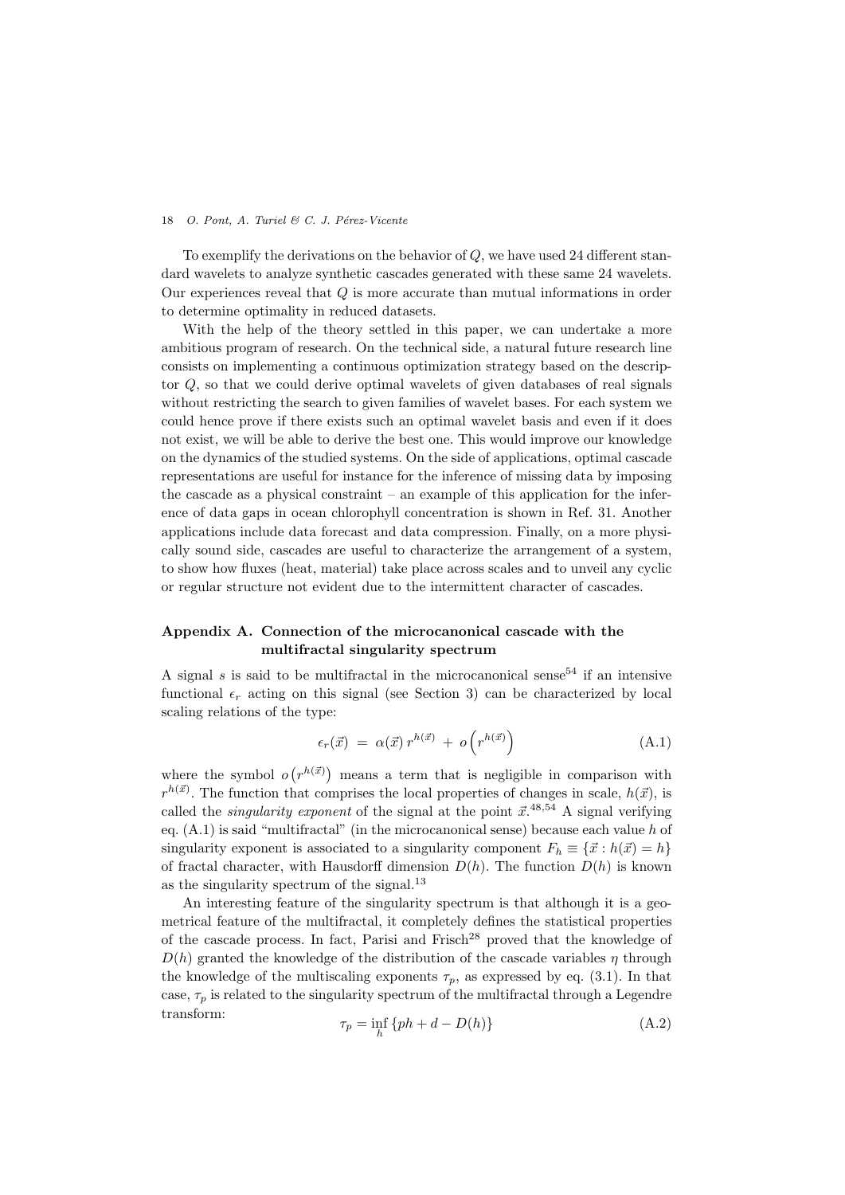To exemplify the derivations on the behavior of $Q$, we have used 24 different standard wavelets to analyze synthetic cascades generated with these same 24 wavelets. Our experiences reveal that $Q$ is more accurate than mutual informations in order to determine optimality in reduced datasets.

With the help of the theory settled in this paper, we can undertake a more ambitious program of research. On the technical side, a natural future research line consists on implementing a continuous optimization strategy based on the descriptor $Q$, so that we could derive optimal wavelets of given databases of real signals without restricting the search to given families of wavelet bases. For each system we could hence prove if there exists such an optimal wavelet basis and even if it does not exist, we will be able to derive the best one. This would improve our knowledge on the dynamics of the studied systems. On the side of applications, optimal cascade representations are useful for instance for the inference of missing data by imposing the cascade as a physical constraint – an example of this application for the inference of data gaps in ocean chlorophyll concentration is shown in Ref. 31. Another applications include data forecast and data compression. Finally, on a more physically sound side, cascades are useful to characterize the arrangement of a system, to show how fluxes (heat, material) take place across scales and to unveil any cyclic or regular structure not evident due to the intermittent character of cascades.

## Appendix A. Connection of the microcanonical cascade with the multifractal singularity spectrum

A signal $s$ is said to be multifractal in the microcanonical sense[54] if an intensive functional $\epsilon_r$ acting on this signal (see Section 3) can be characterized by local scaling relations of the type:

$$\epsilon_r(\vec{x}) \;=\; \alpha(\vec{x})\, r^{h(\vec{x})} \;+\; o\left(r^{h(\vec{x})}\right) \tag{A.1}$$

where the symbol $o\left(r^{h(\vec{x})}\right)$ means a term that is negligible in comparison with $r^{h(\vec{x})}$. The function that comprises the local properties of changes in scale, $h(\vec{x})$, is called the *singularity exponent* of the signal at the point $\vec{x}$.[48,54] A signal verifying eq. (A.1) is said "multifractal" (in the microcanonical sense) because each value $h$ of singularity exponent is associated to a singularity component $F_h \equiv \{\vec{x} : h(\vec{x}) = h\}$ of fractal character, with Hausdorff dimension $D(h)$. The function $D(h)$ is known as the singularity spectrum of the signal.[13]

An interesting feature of the singularity spectrum is that although it is a geometrical feature of the multifractal, it completely defines the statistical properties of the cascade process. In fact, Parisi and Frisch[28] proved that the knowledge of $D(h)$ granted the knowledge of the distribution of the cascade variables $\eta$ through the knowledge of the multiscaling exponents $\tau_p$, as expressed by eq. (3.1). In that case, $\tau_p$ is related to the singularity spectrum of the multifractal through a Legendre transform:

$$\tau_p = \inf_h \{ph + d - D(h)\} \tag{A.2}$$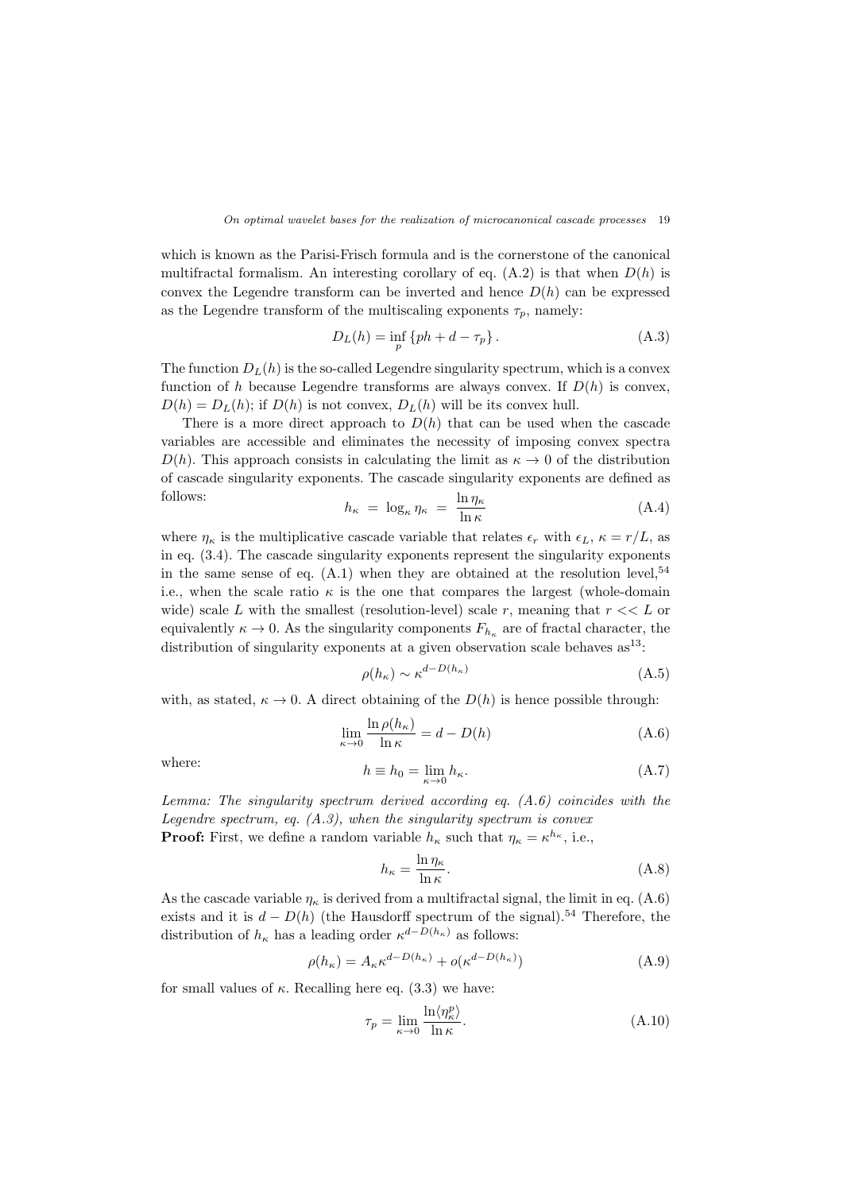which is known as the Parisi-Frisch formula and is the cornerstone of the canonical multifractal formalism. An interesting corollary of eq. (A.2) is that when $D(h)$ is convex the Legendre transform can be inverted and hence $D(h)$ can be expressed as the Legendre transform of the multiscaling exponents $\tau_p$, namely:

$$D_L(h) = \inf_p \{ph + d - \tau_p\}. \tag{A.3}$$

The function $D_L(h)$ is the so-called Legendre singularity spectrum, which is a convex function of $h$ because Legendre transforms are always convex. If $D(h)$ is convex, $D(h) = D_L(h)$; if $D(h)$ is not convex, $D_L(h)$ will be its convex hull.

There is a more direct approach to $D(h)$ that can be used when the cascade variables are accessible and eliminates the necessity of imposing convex spectra $D(h)$. This approach consists in calculating the limit as $\kappa \to 0$ of the distribution of cascade singularity exponents. The cascade singularity exponents are defined as follows:

$$h_\kappa \;=\; \log_\kappa \eta_\kappa \;=\; \frac{\ln \eta_\kappa}{\ln \kappa} \tag{A.4}$$

where $\eta_\kappa$ is the multiplicative cascade variable that relates $\epsilon_r$ with $\epsilon_L$, $\kappa = r/L$, as in eq. (3.4). The cascade singularity exponents represent the singularity exponents in the same sense of eq. (A.1) when they are obtained at the resolution level,[54] i.e., when the scale ratio $\kappa$ is the one that compares the largest (whole-domain wide) scale $L$ with the smallest (resolution-level) scale $r$, meaning that $r << L$ or equivalently $\kappa \to 0$. As the singularity components $F_{h_\kappa}$ are of fractal character, the distribution of singularity exponents at a given observation scale behaves as[13]:

$$\rho(h_\kappa) \sim \kappa^{d - D(h_\kappa)} \tag{A.5}$$

with, as stated, $\kappa \to 0$. A direct obtaining of the $D(h)$ is hence possible through:

$$\lim_{\kappa \to 0} \frac{\ln \rho(h_\kappa)}{\ln \kappa} = d - D(h) \tag{A.6}$$

where:

$$h \equiv h_0 = \lim_{\kappa \to 0} h_\kappa. \tag{A.7}$$

*Lemma: The singularity spectrum derived according eq. (A.6) coincides with the Legendre spectrum, eq. (A.3), when the singularity spectrum is convex*

**Proof:** First, we define a random variable $h_\kappa$ such that $\eta_\kappa = \kappa^{h_\kappa}$, i.e.,

$$h_\kappa = \frac{\ln \eta_\kappa}{\ln \kappa}. \tag{A.8}$$

As the cascade variable $\eta_\kappa$ is derived from a multifractal signal, the limit in eq. (A.6) exists and it is $d - D(h)$ (the Hausdorff spectrum of the signal).[54] Therefore, the distribution of $h_\kappa$ has a leading order $\kappa^{d-D(h_\kappa)}$ as follows:

$$\rho(h_\kappa) = A_\kappa \kappa^{d - D(h_\kappa)} + o(\kappa^{d - D(h_\kappa)}) \tag{A.9}$$

for small values of $\kappa$. Recalling here eq. (3.3) we have:

$$\tau_p = \lim_{\kappa \to 0} \frac{\ln \langle \eta_\kappa^p \rangle}{\ln \kappa}. \tag{A.10}$$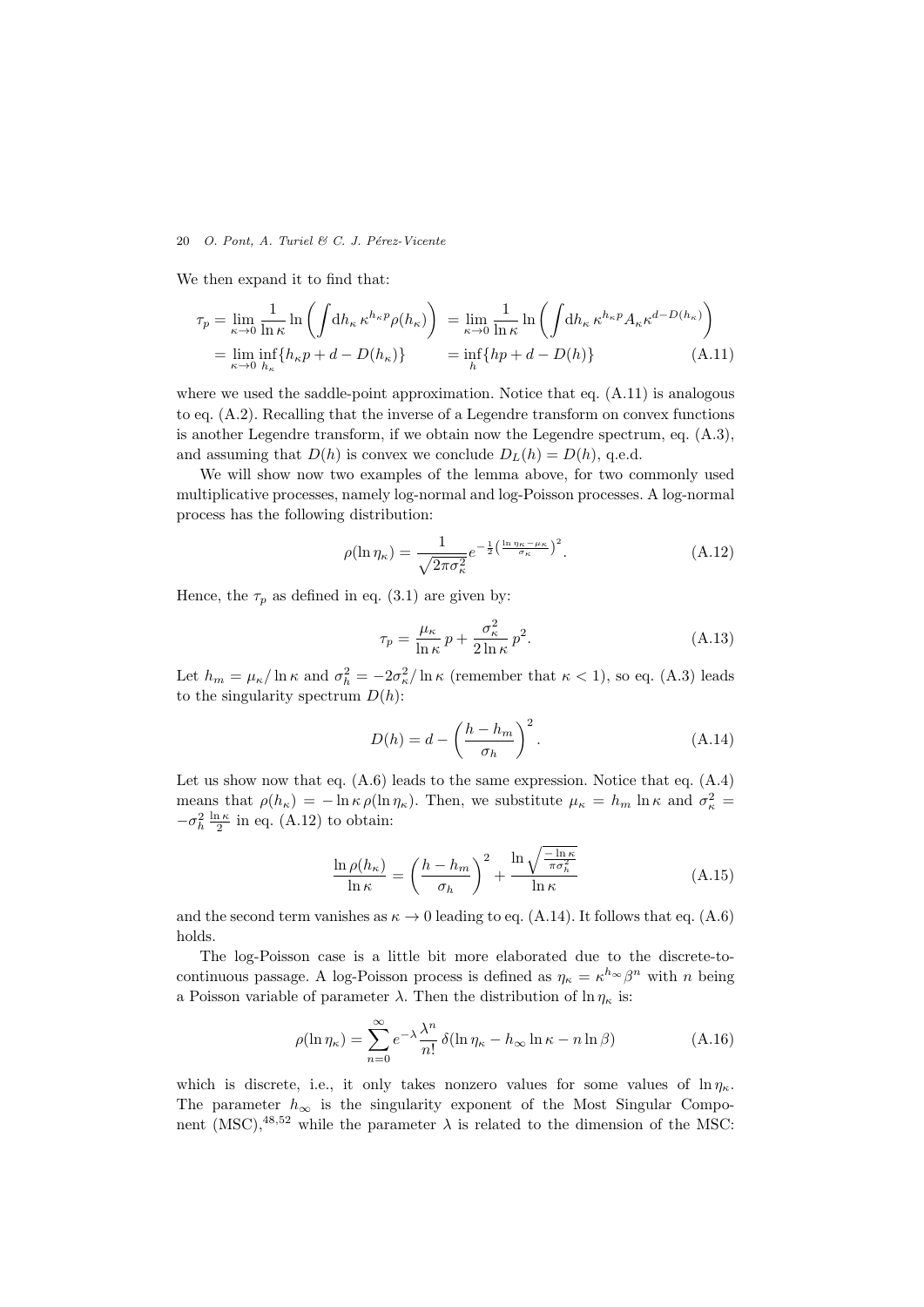We then expand it to find that:

$$
\begin{aligned}
\tau_p = \lim_{\kappa\to 0} \frac{1}{\ln \kappa} \ln\left(\int \mathrm{d}h_\kappa\, \kappa^{h_\kappa p} \rho(h_\kappa)\right) &= \lim_{\kappa\to 0} \frac{1}{\ln \kappa} \ln\left(\int \mathrm{d}h_\kappa\, \kappa^{h_\kappa p} A_\kappa \kappa^{d-D(h_\kappa)}\right) \\
= \lim_{\kappa\to 0} \inf_{h_\kappa} \{h_\kappa p + d - D(h_\kappa)\} &= \inf_h \{hp + d - D(h)\} \qquad \text{(A.11)}
\end{aligned}
$$

where we used the saddle-point approximation. Notice that eq. (A.11) is analogous to eq. (A.2). Recalling that the inverse of a Legendre transform on convex functions is another Legendre transform, if we obtain now the Legendre spectrum, eq. (A.3), and assuming that $D(h)$ is convex we conclude $D_L(h) = D(h)$, q.e.d.

We will show now two examples of the lemma above, for two commonly used multiplicative processes, namely log-normal and log-Poisson processes. A log-normal process has the following distribution:

$$
\rho(\ln \eta_\kappa) = \frac{1}{\sqrt{2\pi\sigma_\kappa^2}} e^{-\frac{1}{2}\left(\frac{\ln \eta_\kappa - \mu_\kappa}{\sigma_\kappa}\right)^2}. \qquad \text{(A.12)}
$$

Hence, the $\tau_p$ as defined in eq. (3.1) are given by:

$$
\tau_p = \frac{\mu_\kappa}{\ln \kappa}\, p + \frac{\sigma_\kappa^2}{2 \ln \kappa}\, p^2. \qquad \text{(A.13)}
$$

Let $h_m = \mu_\kappa / \ln \kappa$ and $\sigma_h^2 = -2\sigma_\kappa^2 / \ln \kappa$ (remember that $\kappa < 1$), so eq. (A.3) leads to the singularity spectrum $D(h)$:

$$
D(h) = d - \left(\frac{h - h_m}{\sigma_h}\right)^2. \qquad \text{(A.14)}
$$

Let us show now that eq. (A.6) leads to the same expression. Notice that eq. (A.4) means that $\rho(h_\kappa) = -\ln \kappa\, \rho(\ln \eta_\kappa)$. Then, we substitute $\mu_\kappa = h_m \ln \kappa$ and $\sigma_\kappa^2 = -\sigma_h^2 \frac{\ln \kappa}{2}$ in eq. (A.12) to obtain:

$$
\frac{\ln \rho(h_\kappa)}{\ln \kappa} = \left(\frac{h - h_m}{\sigma_h}\right)^2 + \frac{\ln \sqrt{\frac{-\ln \kappa}{\pi \sigma_h^2}}}{\ln \kappa} \qquad \text{(A.15)}
$$

and the second term vanishes as $\kappa \to 0$ leading to eq. (A.14). It follows that eq. (A.6) holds.

The log-Poisson case is a little bit more elaborated due to the discrete-to-continuous passage. A log-Poisson process is defined as $\eta_\kappa = \kappa^{h_\infty} \beta^n$ with $n$ being a Poisson variable of parameter $\lambda$. Then the distribution of $\ln \eta_\kappa$ is:

$$
\rho(\ln \eta_\kappa) = \sum_{n=0}^{\infty} e^{-\lambda} \frac{\lambda^n}{n!}\, \delta(\ln \eta_\kappa - h_\infty \ln \kappa - n \ln \beta) \qquad \text{(A.16)}
$$

which is discrete, i.e., it only takes nonzero values for some values of $\ln \eta_\kappa$. The parameter $h_\infty$ is the singularity exponent of the Most Singular Component (MSC),[48,52] while the parameter $\lambda$ is related to the dimension of the MSC: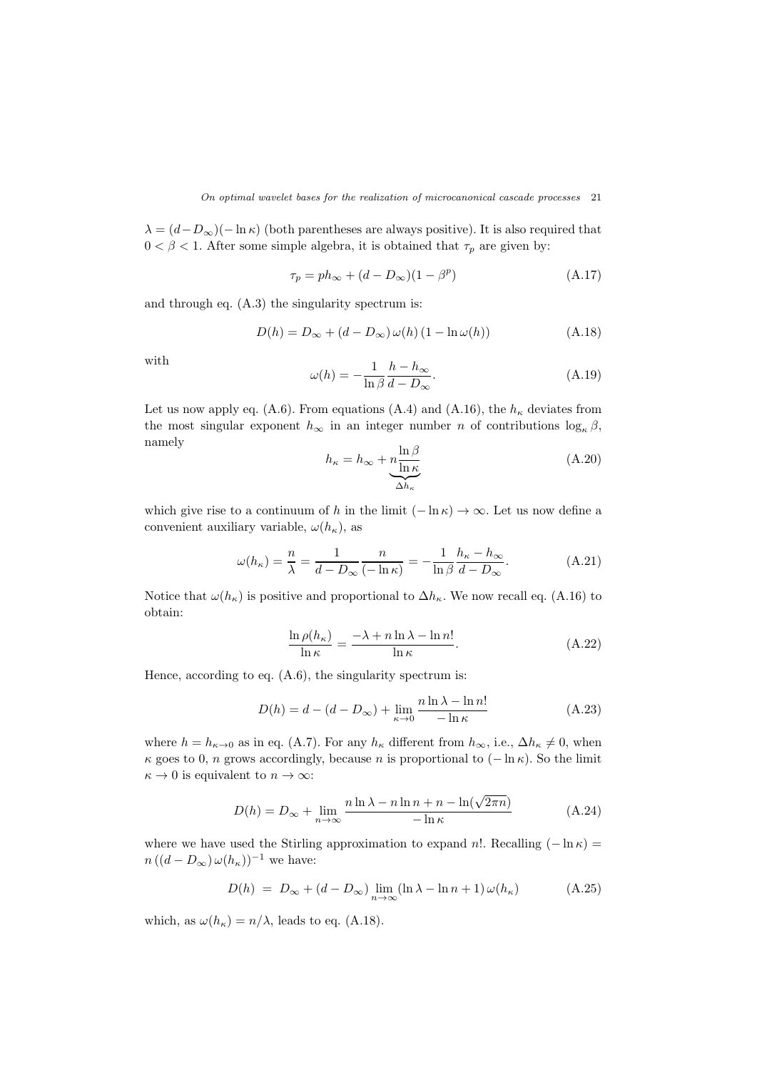$\lambda = (d - D_\infty)(-\ln\kappa)$ (both parentheses are always positive). It is also required that $0 < \beta < 1$. After some simple algebra, it is obtained that $\tau_p$ are given by:

$$\tau_p = ph_\infty + (d - D_\infty)(1 - \beta^p) \tag{A.17}$$

and through eq. (A.3) the singularity spectrum is:

$$D(h) = D_\infty + (d - D_\infty)\,\omega(h)\,(1 - \ln\omega(h)) \tag{A.18}$$

with

$$\omega(h) = -\frac{1}{\ln\beta}\frac{h - h_\infty}{d - D_\infty}. \tag{A.19}$$

Let us now apply eq. (A.6). From equations (A.4) and (A.16), the $h_\kappa$ deviates from the most singular exponent $h_\infty$ in an integer number $n$ of contributions $\log_\kappa\beta$, namely

$$h_\kappa = h_\infty + \underbrace{n\frac{\ln\beta}{\ln\kappa}}_{\Delta h_\kappa} \tag{A.20}$$

which give rise to a continuum of $h$ in the limit $(-\ln\kappa) \to \infty$. Let us now define a convenient auxiliary variable, $\omega(h_\kappa)$, as

$$\omega(h_\kappa) = \frac{n}{\lambda} = \frac{1}{d - D_\infty}\frac{n}{(-\ln\kappa)} = -\frac{1}{\ln\beta}\frac{h_\kappa - h_\infty}{d - D_\infty}. \tag{A.21}$$

Notice that $\omega(h_\kappa)$ is positive and proportional to $\Delta h_\kappa$. We now recall eq. (A.16) to obtain:

$$\frac{\ln\rho(h_\kappa)}{\ln\kappa} = \frac{-\lambda + n\ln\lambda - \ln n!}{\ln\kappa}. \tag{A.22}$$

Hence, according to eq. (A.6), the singularity spectrum is:

$$D(h) = d - (d - D_\infty) + \lim_{\kappa\to 0}\frac{n\ln\lambda - \ln n!}{-\ln\kappa} \tag{A.23}$$

where $h = h_{\kappa\to 0}$ as in eq. (A.7). For any $h_\kappa$ different from $h_\infty$, i.e., $\Delta h_\kappa \neq 0$, when $\kappa$ goes to 0, $n$ grows accordingly, because $n$ is proportional to $(-\ln\kappa)$. So the limit $\kappa \to 0$ is equivalent to $n \to \infty$:

$$D(h) = D_\infty + \lim_{n\to\infty}\frac{n\ln\lambda - n\ln n + n - \ln(\sqrt{2\pi n})}{-\ln\kappa} \tag{A.24}$$

where we have used the Stirling approximation to expand $n!$. Recalling $(-\ln\kappa) = n\,((d - D_\infty)\,\omega(h_\kappa))^{-1}$ we have:

$$D(h) \;=\; D_\infty + (d - D_\infty)\lim_{n\to\infty}(\ln\lambda - \ln n + 1)\,\omega(h_\kappa) \tag{A.25}$$

which, as $\omega(h_\kappa) = n/\lambda$, leads to eq. (A.18).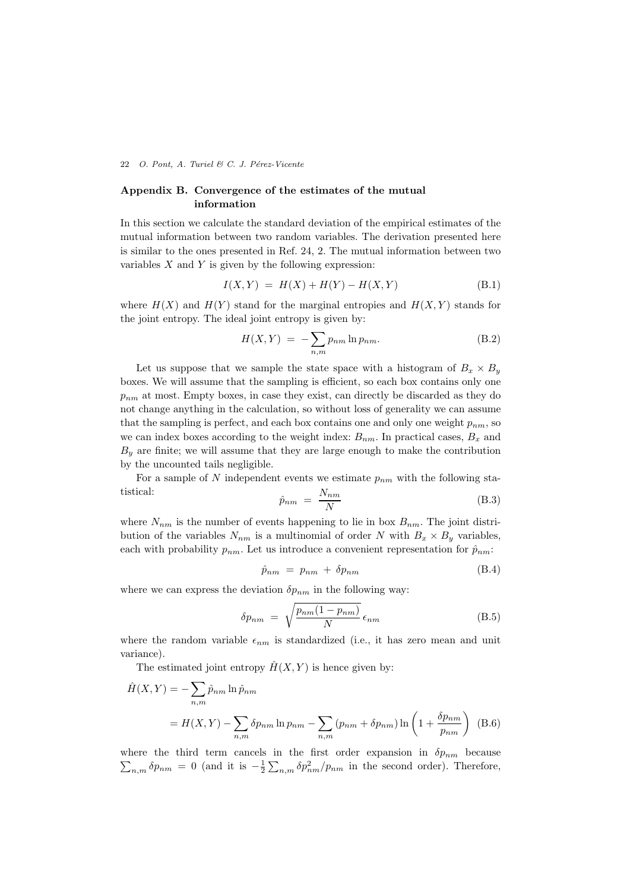## Appendix B. Convergence of the estimates of the mutual information

In this section we calculate the standard deviation of the empirical estimates of the mutual information between two random variables. The derivation presented here is similar to the ones presented in Ref. 24, 2. The mutual information between two variables $X$ and $Y$ is given by the following expression:

$$I(X,Y) \;=\; H(X) + H(Y) - H(X,Y) \tag{B.1}$$

where $H(X)$ and $H(Y)$ stand for the marginal entropies and $H(X,Y)$ stands for the joint entropy. The ideal joint entropy is given by:

$$H(X,Y) \;=\; -\sum_{n,m} p_{nm} \ln p_{nm}. \tag{B.2}$$

Let us suppose that we sample the state space with a histogram of $B_x \times B_y$ boxes. We will assume that the sampling is efficient, so each box contains only one $p_{nm}$ at most. Empty boxes, in case they exist, can directly be discarded as they do not change anything in the calculation, so without loss of generality we can assume that the sampling is perfect, and each box contains one and only one weight $p_{nm}$, so we can index boxes according to the weight index: $B_{nm}$. In practical cases, $B_x$ and $B_y$ are finite; we will assume that they are large enough to make the contribution by the uncounted tails negligible.

For a sample of $N$ independent events we estimate $p_{nm}$ with the following statistical:

$$\hat{p}_{nm} \;=\; \frac{N_{nm}}{N} \tag{B.3}$$

where $N_{nm}$ is the number of events happening to lie in box $B_{nm}$. The joint distribution of the variables $N_{nm}$ is a multinomial of order $N$ with $B_x \times B_y$ variables, each with probability $p_{nm}$. Let us introduce a convenient representation for $\hat{p}_{nm}$:

$$\hat{p}_{nm} \;=\; p_{nm} \;+\; \delta p_{nm} \tag{B.4}$$

where we can express the deviation $\delta p_{nm}$ in the following way:

$$\delta p_{nm} \;=\; \sqrt{\frac{p_{nm}(1-p_{nm})}{N}}\,\epsilon_{nm} \tag{B.5}$$

where the random variable $\epsilon_{nm}$ is standardized (i.e., it has zero mean and unit variance).

The estimated joint entropy $\hat{H}(X,Y)$ is hence given by:

$$\begin{aligned}
\hat{H}(X,Y) &= -\sum_{n,m} \hat{p}_{nm} \ln \hat{p}_{nm} \\
&= H(X,Y) - \sum_{n,m} \delta p_{nm} \ln p_{nm} - \sum_{n,m} \left(p_{nm} + \delta p_{nm}\right) \ln\left(1 + \frac{\delta p_{nm}}{p_{nm}}\right)
\end{aligned} \tag{B.6}$$

where the third term cancels in the first order expansion in $\delta p_{nm}$ because $\sum_{n,m} \delta p_{nm} = 0$ (and it is $-\frac{1}{2}\sum_{n,m} \delta p_{nm}^2 / p_{nm}$ in the second order). Therefore,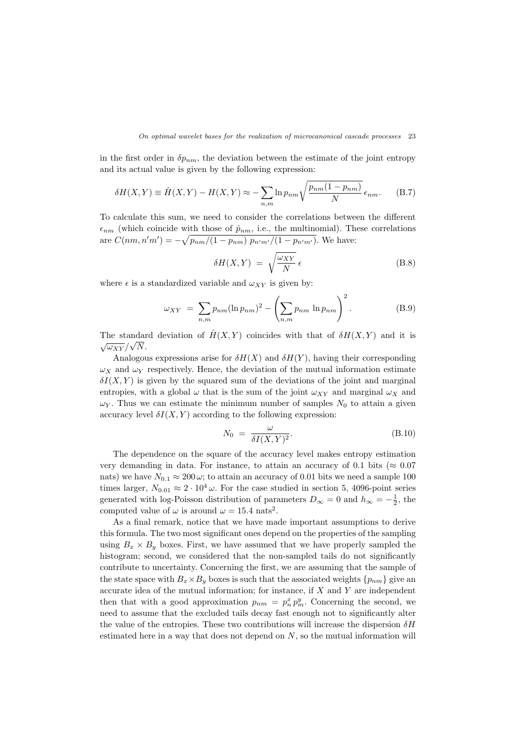in the first order in $\delta p_{nm}$, the deviation between the estimate of the joint entropy and its actual value is given by the following expression:

$$\delta H(X,Y) \equiv \hat{H}(X,Y) - H(X,Y) \approx -\sum_{n,m} \ln p_{nm} \sqrt{\frac{p_{nm}(1-p_{nm})}{N}}\, \epsilon_{nm}. \qquad \text{(B.7)}$$

To calculate this sum, we need to consider the correlations between the different $\epsilon_{nm}$ (which coincide with those of $\hat{p}_{nm}$, i.e., the multinomial). These correlations are $C(nm, n'm') = -\sqrt{p_{nm}/(1-p_{nm})\; p_{n'm'}/(1-p_{n'm'})}$. We have:

$$\delta H(X,Y) \;=\; \sqrt{\frac{\omega_{XY}}{N}}\, \epsilon \qquad \text{(B.8)}$$

where $\epsilon$ is a standardized variable and $\omega_{XY}$ is given by:

$$\omega_{XY} \;=\; \sum_{n,m} p_{nm} (\ln p_{nm})^2 - \left( \sum_{n,m} p_{nm}\, \ln p_{nm} \right)^2 . \qquad \text{(B.9)}$$

The standard deviation of $\hat{H}(X,Y)$ coincides with that of $\delta H(X,Y)$ and it is $\sqrt{\omega_{XY}}/\sqrt{N}$.

Analogous expressions arise for $\delta H(X)$ and $\delta H(Y)$, having their corresponding $\omega_X$ and $\omega_Y$ respectively. Hence, the deviation of the mutual information estimate $\delta I(X,Y)$ is given by the squared sum of the deviations of the joint and marginal entropies, with a global $\omega$ that is the sum of the joint $\omega_{XY}$ and marginal $\omega_X$ and $\omega_Y$. Thus we can estimate the minimum number of samples $N_0$ to attain a given accuracy level $\delta I(X,Y)$ according to the following expression:

$$N_0 \;=\; \frac{\omega}{\delta I(X,Y)^2}. \qquad \text{(B.10)}$$

The dependence on the square of the accuracy level makes entropy estimation very demanding in data. For instance, to attain an accuracy of 0.1 bits ($\approx 0.07$ nats) we have $N_{0.1} \approx 200\,\omega$; to attain an accuracy of 0.01 bits we need a sample 100 times larger, $N_{0.01} \approx 2 \cdot 10^4\,\omega$. For the case studied in section 5, 4096-point series generated with log-Poisson distribution of parameters $D_\infty = 0$ and $h_\infty = -\frac{1}{2}$, the computed value of $\omega$ is around $\omega = 15.4$ nats$^2$.

As a final remark, notice that we have made important assumptions to derive this formula. The two most significant ones depend on the properties of the sampling using $B_x \times B_y$ boxes. First, we have assumed that we have properly sampled the histogram; second, we considered that the non-sampled tails do not significantly contribute to uncertainty. Concerning the first, we are assuming that the sample of the state space with $B_x \times B_y$ boxes is such that the associated weights $\{p_{nm}\}$ give an accurate idea of the mutual information; for instance, if $X$ and $Y$ are independent then that with a good approximation $p_{nm} = p^x_n\, p^y_m$. Concerning the second, we need to assume that the excluded tails decay fast enough not to significantly alter the value of the entropies. These two contributions will increase the dispersion $\delta H$ estimated here in a way that does not depend on $N$, so the mutual information will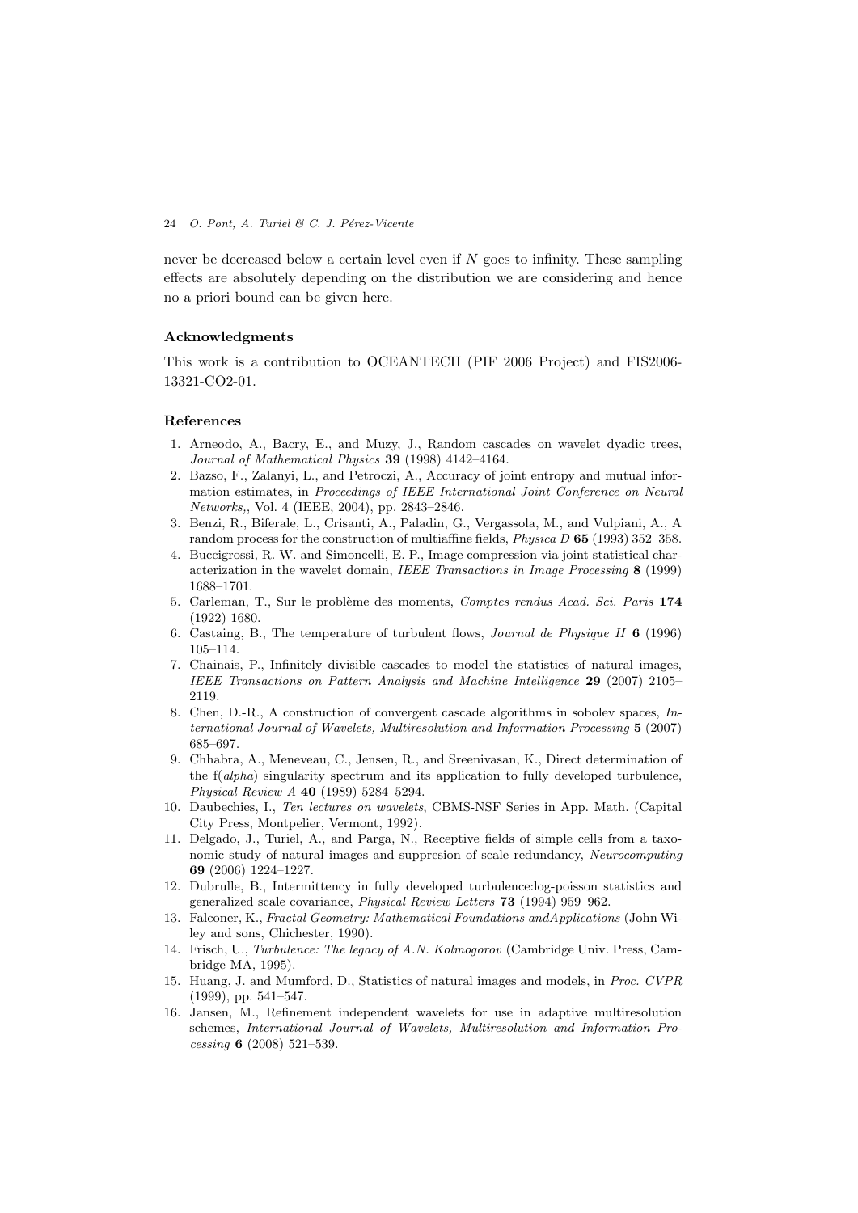never be decreased below a certain level even if $N$ goes to infinity. These sampling effects are absolutely depending on the distribution we are considering and hence no a priori bound can be given here.

## Acknowledgments

This work is a contribution to OCEANTECH (PIF 2006 Project) and FIS2006-13321-CO2-01.

## References

1. Arneodo, A., Bacry, E., and Muzy, J., Random cascades on wavelet dyadic trees, *Journal of Mathematical Physics* **39** (1998) 4142–4164.
2. Bazso, F., Zalanyi, L., and Petroczi, A., Accuracy of joint entropy and mutual information estimates, in *Proceedings of IEEE International Joint Conference on Neural Networks,*, Vol. 4 (IEEE, 2004), pp. 2843–2846.
3. Benzi, R., Biferale, L., Crisanti, A., Paladin, G., Vergassola, M., and Vulpiani, A., A random process for the construction of multiaffine fields, *Physica D* **65** (1993) 352–358.
4. Buccigrossi, R. W. and Simoncelli, E. P., Image compression via joint statistical characterization in the wavelet domain, *IEEE Transactions in Image Processing* **8** (1999) 1688–1701.
5. Carleman, T., Sur le problème des moments, *Comptes rendus Acad. Sci. Paris* **174** (1922) 1680.
6. Castaing, B., The temperature of turbulent flows, *Journal de Physique II* **6** (1996) 105–114.
7. Chainais, P., Infinitely divisible cascades to model the statistics of natural images, *IEEE Transactions on Pattern Analysis and Machine Intelligence* **29** (2007) 2105–2119.
8. Chen, D.-R., A construction of convergent cascade algorithms in sobolev spaces, *International Journal of Wavelets, Multiresolution and Information Processing* **5** (2007) 685–697.
9. Chhabra, A., Meneveau, C., Jensen, R., and Sreenivasan, K., Direct determination of the f(*alpha*) singularity spectrum and its application to fully developed turbulence, *Physical Review A* **40** (1989) 5284–5294.
10. Daubechies, I., *Ten lectures on wavelets*, CBMS-NSF Series in App. Math. (Capital City Press, Montpelier, Vermont, 1992).
11. Delgado, J., Turiel, A., and Parga, N., Receptive fields of simple cells from a taxonomic study of natural images and suppresion of scale redundancy, *Neurocomputing* **69** (2006) 1224–1227.
12. Dubrulle, B., Intermittency in fully developed turbulence:log-poisson statistics and generalized scale covariance, *Physical Review Letters* **73** (1994) 959–962.
13. Falconer, K., *Fractal Geometry: Mathematical Foundations andApplications* (John Wiley and sons, Chichester, 1990).
14. Frisch, U., *Turbulence: The legacy of A.N. Kolmogorov* (Cambridge Univ. Press, Cambridge MA, 1995).
15. Huang, J. and Mumford, D., Statistics of natural images and models, in *Proc. CVPR* (1999), pp. 541–547.
16. Jansen, M., Refinement independent wavelets for use in adaptive multiresolution schemes, *International Journal of Wavelets, Multiresolution and Information Processing* **6** (2008) 521–539.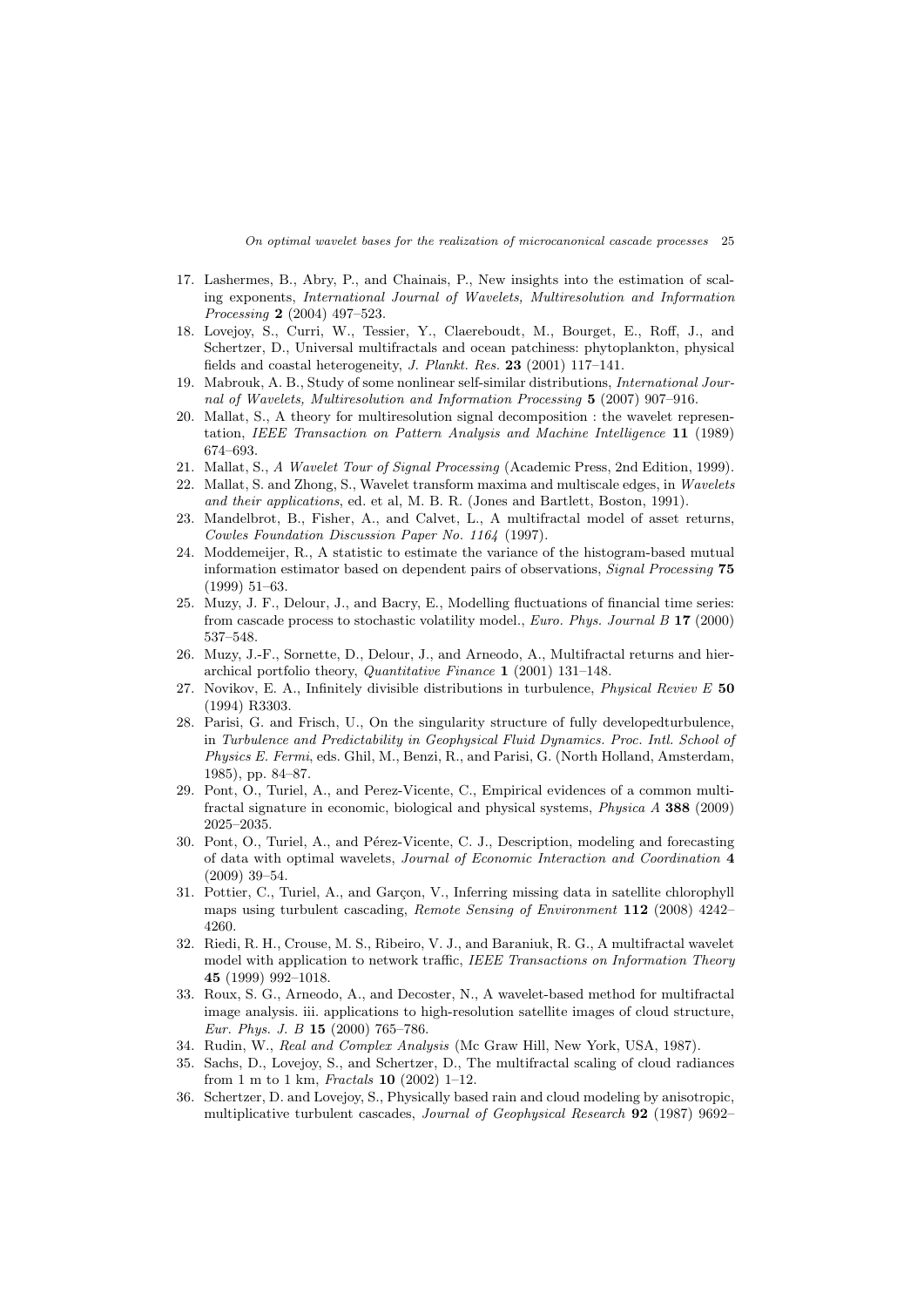17. Lashermes, B., Abry, P., and Chainais, P., New insights into the estimation of scaling exponents, *International Journal of Wavelets, Multiresolution and Information Processing* **2** (2004) 497–523.
18. Lovejoy, S., Curri, W., Tessier, Y., Claereboudt, M., Bourget, E., Roff, J., and Schertzer, D., Universal multifractals and ocean patchiness: phytoplankton, physical fields and coastal heterogeneity, *J. Plankt. Res.* **23** (2001) 117–141.
19. Mabrouk, A. B., Study of some nonlinear self-similar distributions, *International Journal of Wavelets, Multiresolution and Information Processing* **5** (2007) 907–916.
20. Mallat, S., A theory for multiresolution signal decomposition : the wavelet representation, *IEEE Transaction on Pattern Analysis and Machine Intelligence* **11** (1989) 674–693.
21. Mallat, S., *A Wavelet Tour of Signal Processing* (Academic Press, 2nd Edition, 1999).
22. Mallat, S. and Zhong, S., Wavelet transform maxima and multiscale edges, in *Wavelets and their applications*, ed. et al, M. B. R. (Jones and Bartlett, Boston, 1991).
23. Mandelbrot, B., Fisher, A., and Calvet, L., A multifractal model of asset returns, *Cowles Foundation Discussion Paper No. 1164* (1997).
24. Moddemeijer, R., A statistic to estimate the variance of the histogram-based mutual information estimator based on dependent pairs of observations, *Signal Processing* **75** (1999) 51–63.
25. Muzy, J. F., Delour, J., and Bacry, E., Modelling fluctuations of financial time series: from cascade process to stochastic volatility model., *Euro. Phys. Journal B* **17** (2000) 537–548.
26. Muzy, J.-F., Sornette, D., Delour, J., and Arneodo, A., Multifractal returns and hierarchical portfolio theory, *Quantitative Finance* **1** (2001) 131–148.
27. Novikov, E. A., Infinitely divisible distributions in turbulence, *Physical Reviev E* **50** (1994) R3303.
28. Parisi, G. and Frisch, U., On the singularity structure of fully developedturbulence, in *Turbulence and Predictability in Geophysical Fluid Dynamics. Proc. Intl. School of Physics E. Fermi*, eds. Ghil, M., Benzi, R., and Parisi, G. (North Holland, Amsterdam, 1985), pp. 84–87.
29. Pont, O., Turiel, A., and Perez-Vicente, C., Empirical evidences of a common multifractal signature in economic, biological and physical systems, *Physica A* **388** (2009) 2025–2035.
30. Pont, O., Turiel, A., and Pérez-Vicente, C. J., Description, modeling and forecasting of data with optimal wavelets, *Journal of Economic Interaction and Coordination* **4** (2009) 39–54.
31. Pottier, C., Turiel, A., and Garçon, V., Inferring missing data in satellite chlorophyll maps using turbulent cascading, *Remote Sensing of Environment* **112** (2008) 4242–4260.
32. Riedi, R. H., Crouse, M. S., Ribeiro, V. J., and Baraniuk, R. G., A multifractal wavelet model with application to network traffic, *IEEE Transactions on Information Theory* **45** (1999) 992–1018.
33. Roux, S. G., Arneodo, A., and Decoster, N., A wavelet-based method for multifractal image analysis. iii. applications to high-resolution satellite images of cloud structure, *Eur. Phys. J. B* **15** (2000) 765–786.
34. Rudin, W., *Real and Complex Analysis* (Mc Graw Hill, New York, USA, 1987).
35. Sachs, D., Lovejoy, S., and Schertzer, D., The multifractal scaling of cloud radiances from 1 m to 1 km, *Fractals* **10** (2002) 1–12.
36. Schertzer, D. and Lovejoy, S., Physically based rain and cloud modeling by anisotropic, multiplicative turbulent cascades, *Journal of Geophysical Research* **92** (1987) 9692–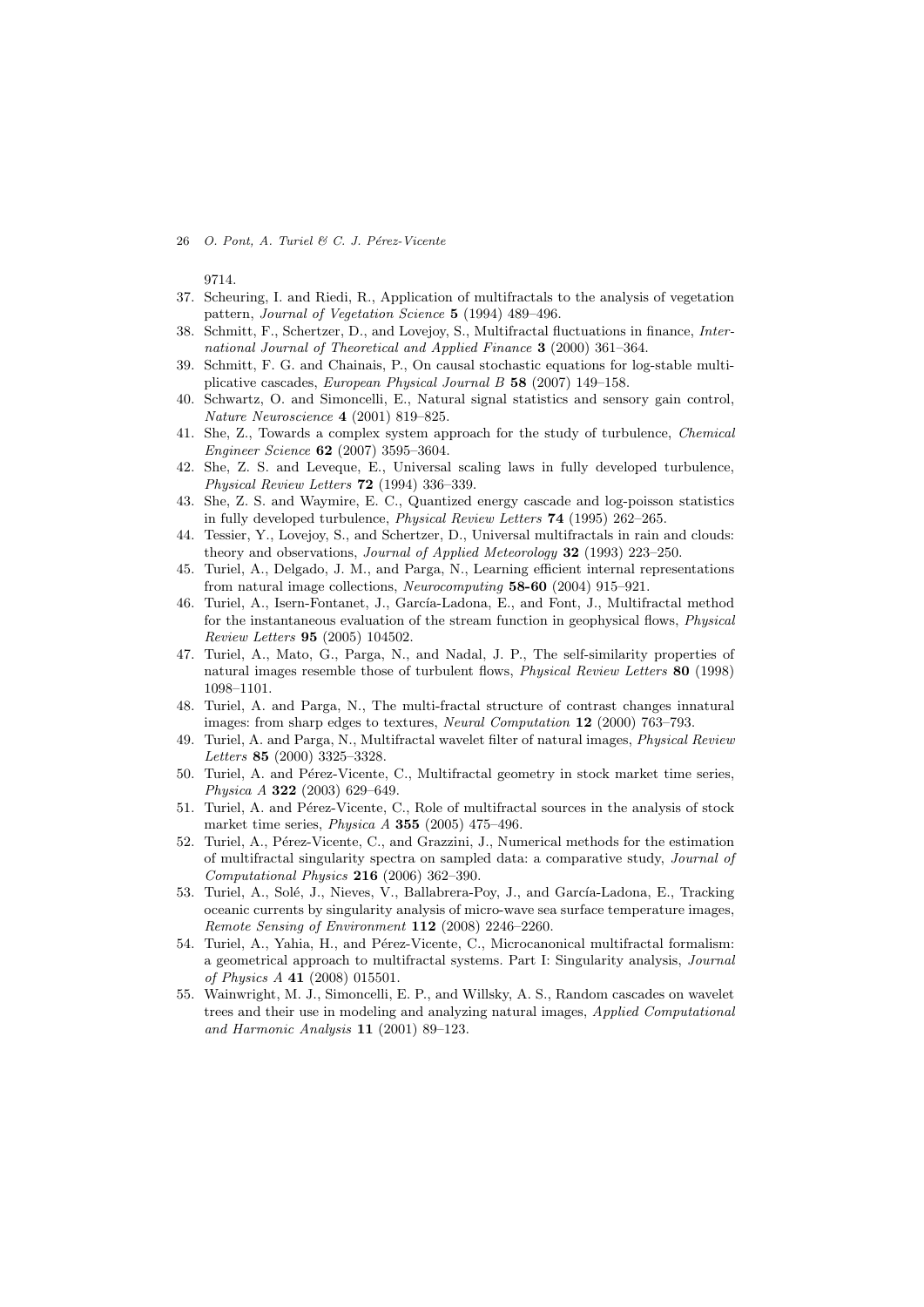9714.

37. Scheuring, I. and Riedi, R., Application of multifractals to the analysis of vegetation pattern, *Journal of Vegetation Science* **5** (1994) 489–496.
38. Schmitt, F., Schertzer, D., and Lovejoy, S., Multifractal fluctuations in finance, *International Journal of Theoretical and Applied Finance* **3** (2000) 361–364.
39. Schmitt, F. G. and Chainais, P., On causal stochastic equations for log-stable multiplicative cascades, *European Physical Journal B* **58** (2007) 149–158.
40. Schwartz, O. and Simoncelli, E., Natural signal statistics and sensory gain control, *Nature Neuroscience* **4** (2001) 819–825.
41. She, Z., Towards a complex system approach for the study of turbulence, *Chemical Engineer Science* **62** (2007) 3595–3604.
42. She, Z. S. and Leveque, E., Universal scaling laws in fully developed turbulence, *Physical Review Letters* **72** (1994) 336–339.
43. She, Z. S. and Waymire, E. C., Quantized energy cascade and log-poisson statistics in fully developed turbulence, *Physical Review Letters* **74** (1995) 262–265.
44. Tessier, Y., Lovejoy, S., and Schertzer, D., Universal multifractals in rain and clouds: theory and observations, *Journal of Applied Meteorology* **32** (1993) 223–250.
45. Turiel, A., Delgado, J. M., and Parga, N., Learning efficient internal representations from natural image collections, *Neurocomputing* **58-60** (2004) 915–921.
46. Turiel, A., Isern-Fontanet, J., García-Ladona, E., and Font, J., Multifractal method for the instantaneous evaluation of the stream function in geophysical flows, *Physical Review Letters* **95** (2005) 104502.
47. Turiel, A., Mato, G., Parga, N., and Nadal, J. P., The self-similarity properties of natural images resemble those of turbulent flows, *Physical Review Letters* **80** (1998) 1098–1101.
48. Turiel, A. and Parga, N., The multi-fractal structure of contrast changes innatural images: from sharp edges to textures, *Neural Computation* **12** (2000) 763–793.
49. Turiel, A. and Parga, N., Multifractal wavelet filter of natural images, *Physical Review Letters* **85** (2000) 3325–3328.
50. Turiel, A. and Pérez-Vicente, C., Multifractal geometry in stock market time series, *Physica A* **322** (2003) 629–649.
51. Turiel, A. and Pérez-Vicente, C., Role of multifractal sources in the analysis of stock market time series, *Physica A* **355** (2005) 475–496.
52. Turiel, A., Pérez-Vicente, C., and Grazzini, J., Numerical methods for the estimation of multifractal singularity spectra on sampled data: a comparative study, *Journal of Computational Physics* **216** (2006) 362–390.
53. Turiel, A., Solé, J., Nieves, V., Ballabrera-Poy, J., and García-Ladona, E., Tracking oceanic currents by singularity analysis of micro-wave sea surface temperature images, *Remote Sensing of Environment* **112** (2008) 2246–2260.
54. Turiel, A., Yahia, H., and Pérez-Vicente, C., Microcanonical multifractal formalism: a geometrical approach to multifractal systems. Part I: Singularity analysis, *Journal of Physics A* **41** (2008) 015501.
55. Wainwright, M. J., Simoncelli, E. P., and Willsky, A. S., Random cascades on wavelet trees and their use in modeling and analyzing natural images, *Applied Computational and Harmonic Analysis* **11** (2001) 89–123.